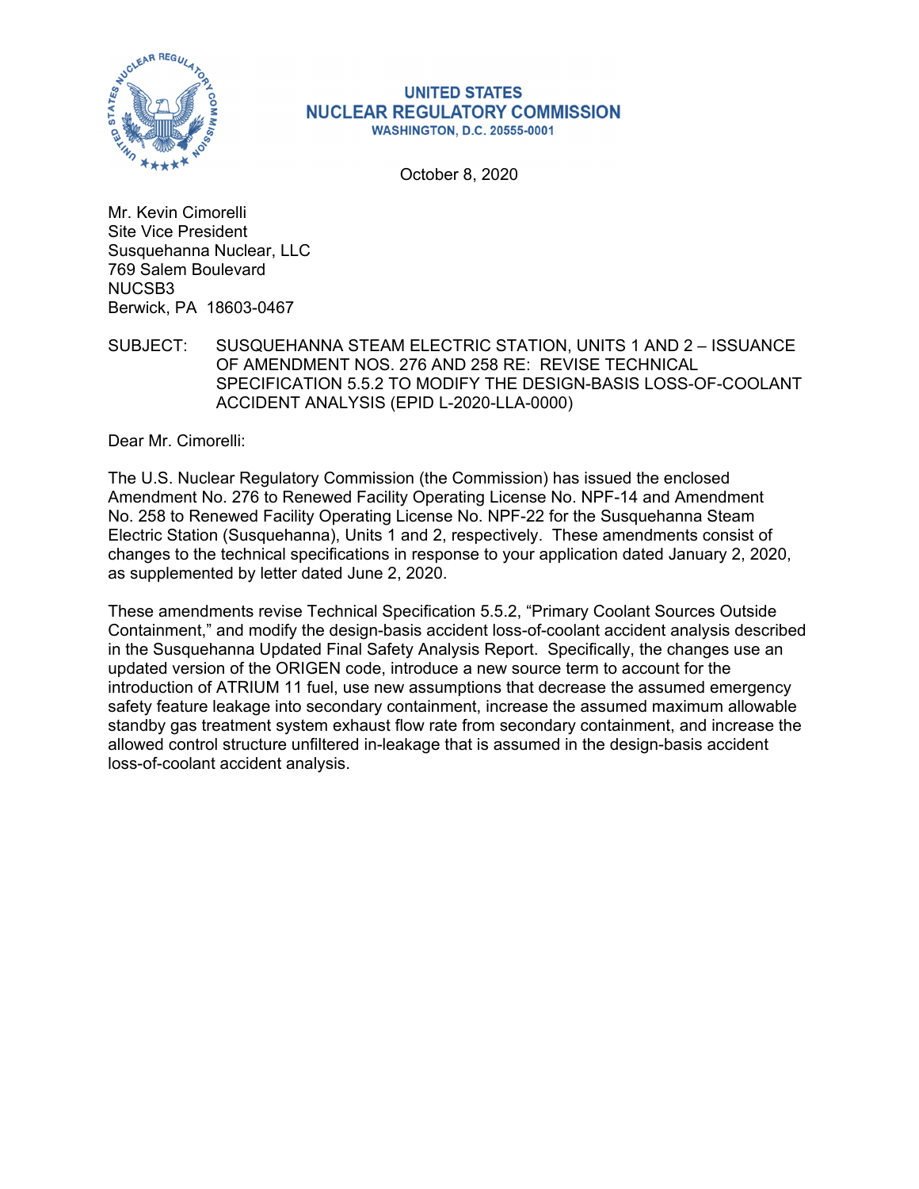UNITED STATES
NUCLEAR REGULATORY COMMISSION
WASHINGTON, D.C. 20555-0001

October 8, 2020

Mr. Kevin Cimorelli
Site Vice President
Susquehanna Nuclear, LLC
769 Salem Boulevard
NUCSB3
Berwick, PA 18603-0467

SUBJECT: SUSQUEHANNA STEAM ELECTRIC STATION, UNITS 1 AND 2 – ISSUANCE OF AMENDMENT NOS. 276 AND 258 RE: REVISE TECHNICAL SPECIFICATION 5.5.2 TO MODIFY THE DESIGN-BASIS LOSS-OF-COOLANT ACCIDENT ANALYSIS (EPID L-2020-LLA-0000)

Dear Mr. Cimorelli:

The U.S. Nuclear Regulatory Commission (the Commission) has issued the enclosed Amendment No. 276 to Renewed Facility Operating License No. NPF-14 and Amendment No. 258 to Renewed Facility Operating License No. NPF-22 for the Susquehanna Steam Electric Station (Susquehanna), Units 1 and 2, respectively. These amendments consist of changes to the technical specifications in response to your application dated January 2, 2020, as supplemented by letter dated June 2, 2020.

These amendments revise Technical Specification 5.5.2, "Primary Coolant Sources Outside Containment," and modify the design-basis accident loss-of-coolant accident analysis described in the Susquehanna Updated Final Safety Analysis Report. Specifically, the changes use an updated version of the ORIGEN code, introduce a new source term to account for the introduction of ATRIUM 11 fuel, use new assumptions that decrease the assumed emergency safety feature leakage into secondary containment, increase the assumed maximum allowable standby gas treatment system exhaust flow rate from secondary containment, and increase the allowed control structure unfiltered in-leakage that is assumed in the design-basis accident loss-of-coolant accident analysis.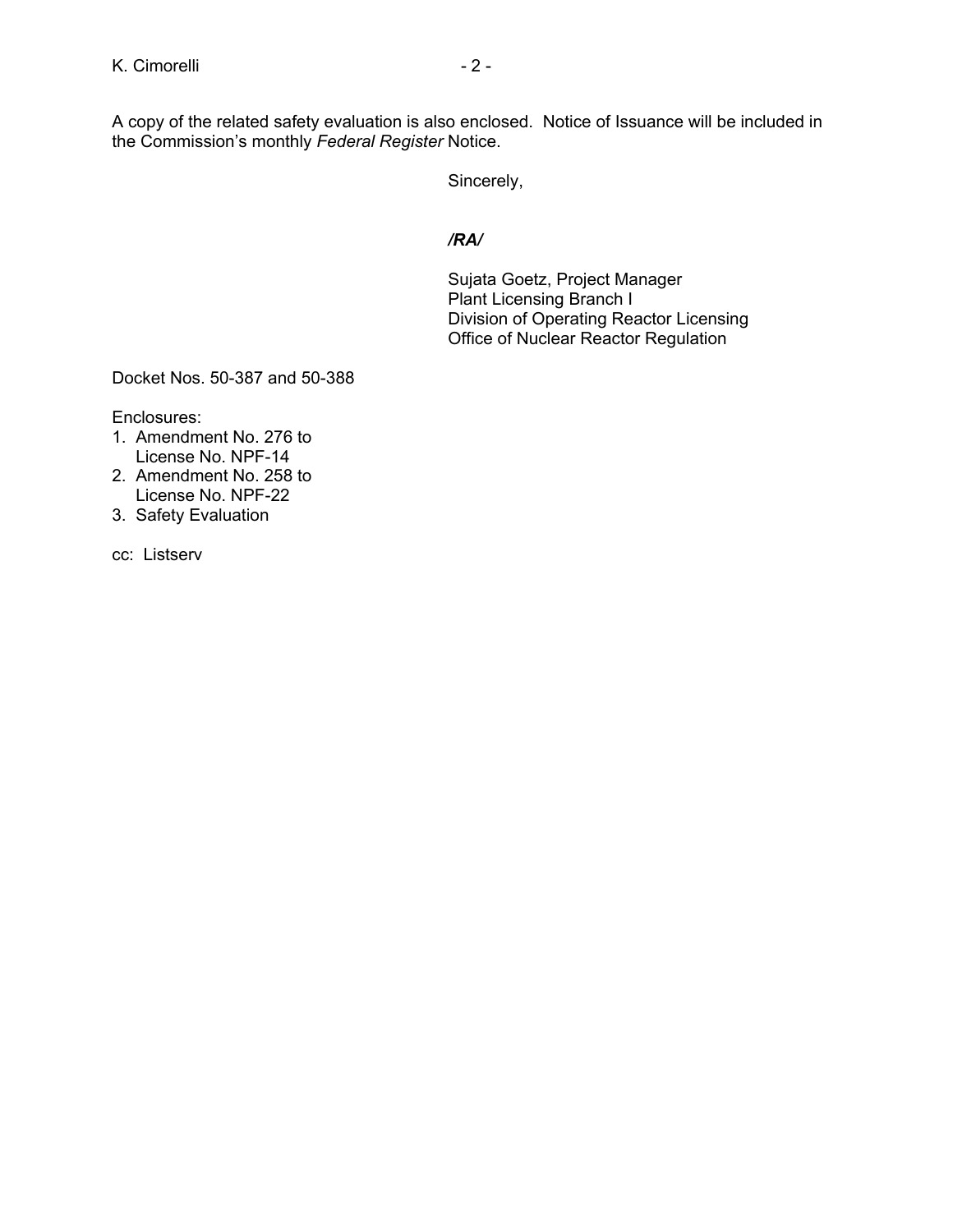A copy of the related safety evaluation is also enclosed. Notice of Issuance will be included in the Commission's monthly *Federal Register* Notice.

Sincerely,

***/RA/***

Sujata Goetz, Project Manager
Plant Licensing Branch I
Division of Operating Reactor Licensing
Office of Nuclear Reactor Regulation

Docket Nos. 50-387 and 50-388

Enclosures:

1. Amendment No. 276 to License No. NPF-14
2. Amendment No. 258 to License No. NPF-22
3. Safety Evaluation

cc: Listserv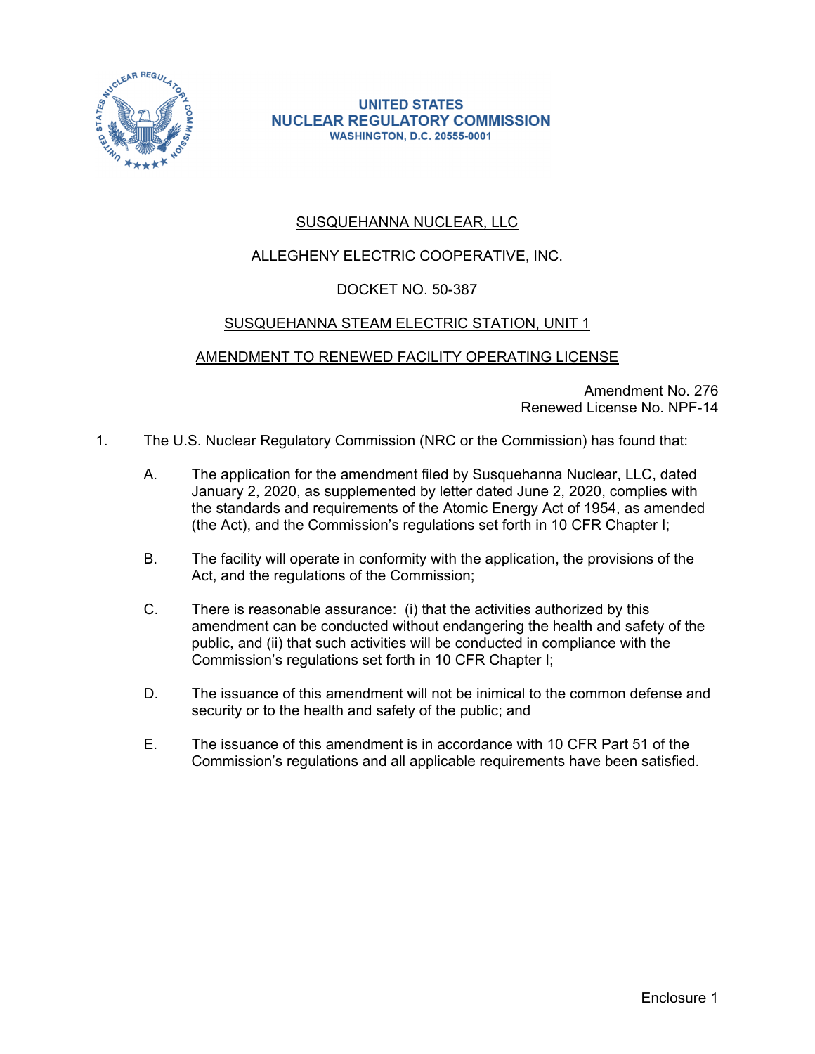UNITED STATES
NUCLEAR REGULATORY COMMISSION
WASHINGTON, D.C. 20555-0001

SUSQUEHANNA NUCLEAR, LLC

ALLEGHENY ELECTRIC COOPERATIVE, INC.

DOCKET NO. 50-387

SUSQUEHANNA STEAM ELECTRIC STATION, UNIT 1

AMENDMENT TO RENEWED FACILITY OPERATING LICENSE

Amendment No. 276
Renewed License No. NPF-14

1. The U.S. Nuclear Regulatory Commission (NRC or the Commission) has found that:

   A. The application for the amendment filed by Susquehanna Nuclear, LLC, dated January 2, 2020, as supplemented by letter dated June 2, 2020, complies with the standards and requirements of the Atomic Energy Act of 1954, as amended (the Act), and the Commission's regulations set forth in 10 CFR Chapter I;

   B. The facility will operate in conformity with the application, the provisions of the Act, and the regulations of the Commission;

   C. There is reasonable assurance: (i) that the activities authorized by this amendment can be conducted without endangering the health and safety of the public, and (ii) that such activities will be conducted in compliance with the Commission's regulations set forth in 10 CFR Chapter I;

   D. The issuance of this amendment will not be inimical to the common defense and security or to the health and safety of the public; and

   E. The issuance of this amendment is in accordance with 10 CFR Part 51 of the Commission's regulations and all applicable requirements have been satisfied.

Enclosure 1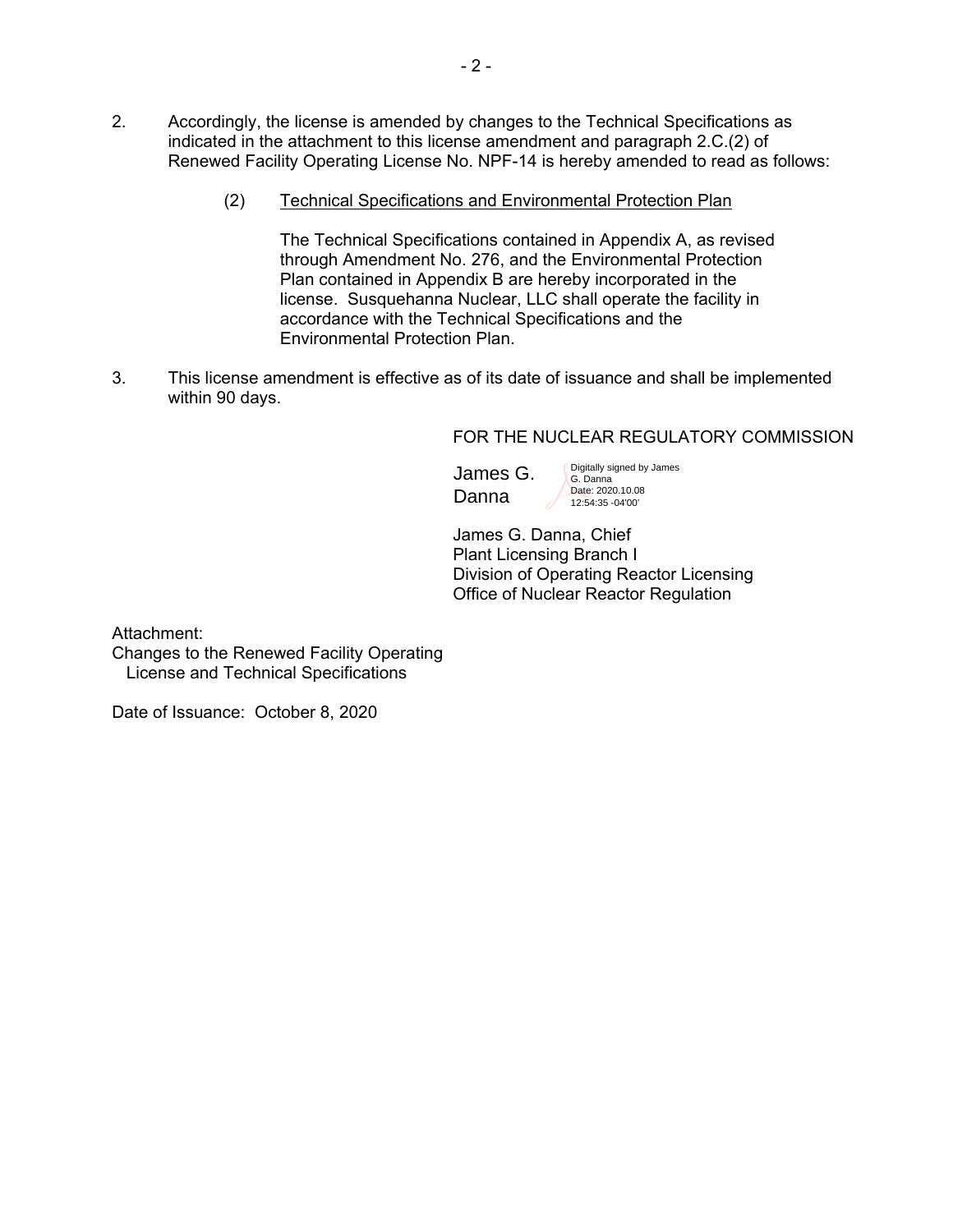2. Accordingly, the license is amended by changes to the Technical Specifications as indicated in the attachment to this license amendment and paragraph 2.C.(2) of Renewed Facility Operating License No. NPF-14 is hereby amended to read as follows:

   (2) Technical Specifications and Environmental Protection Plan

   The Technical Specifications contained in Appendix A, as revised through Amendment No. 276, and the Environmental Protection Plan contained in Appendix B are hereby incorporated in the license. Susquehanna Nuclear, LLC shall operate the facility in accordance with the Technical Specifications and the Environmental Protection Plan.

3. This license amendment is effective as of its date of issuance and shall be implemented within 90 days.

FOR THE NUCLEAR REGULATORY COMMISSION

James G. Danna

Digitally signed by James G. Danna
Date: 2020.10.08 12:54:35 -04'00'

James G. Danna, Chief
Plant Licensing Branch I
Division of Operating Reactor Licensing
Office of Nuclear Reactor Regulation

Attachment:
Changes to the Renewed Facility Operating License and Technical Specifications

Date of Issuance: October 8, 2020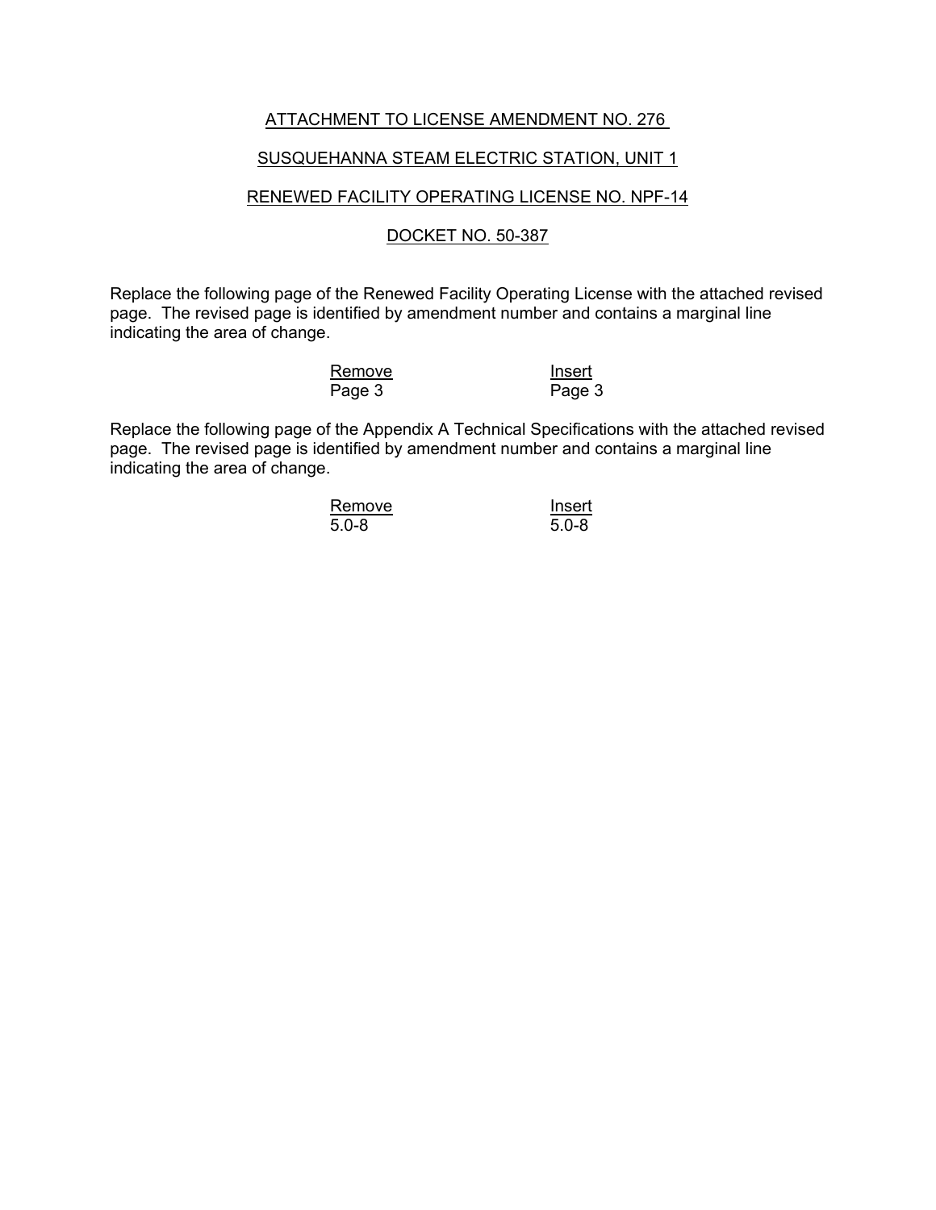ATTACHMENT TO LICENSE AMENDMENT NO. 276

SUSQUEHANNA STEAM ELECTRIC STATION, UNIT 1

RENEWED FACILITY OPERATING LICENSE NO. NPF-14

DOCKET NO. 50-387

Replace the following page of the Renewed Facility Operating License with the attached revised page. The revised page is identified by amendment number and contains a marginal line indicating the area of change.

| Remove | Insert |
|---|---|
| Page 3 | Page 3 |

Replace the following page of the Appendix A Technical Specifications with the attached revised page. The revised page is identified by amendment number and contains a marginal line indicating the area of change.

| Remove | Insert |
|---|---|
| 5.0-8 | 5.0-8 |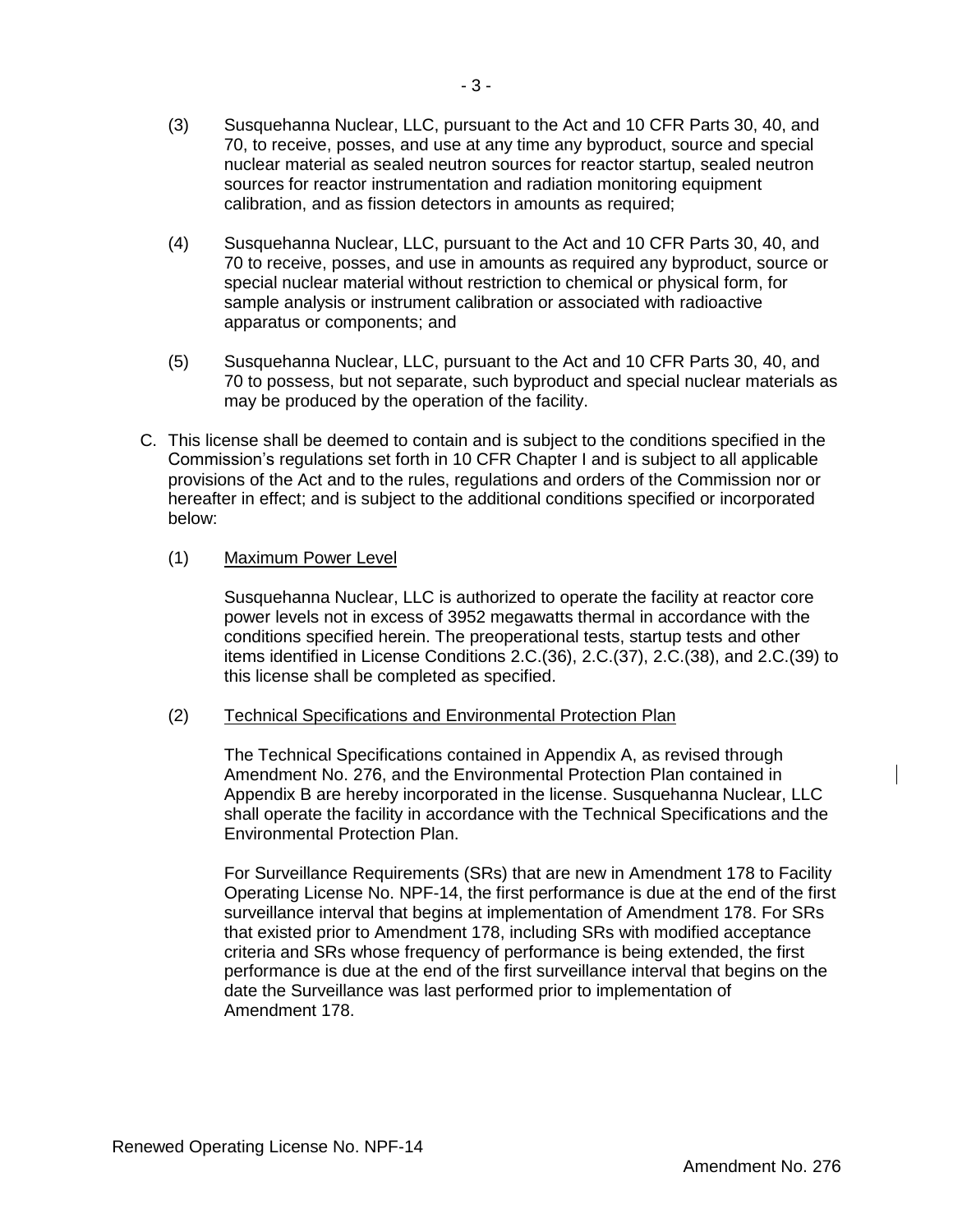(3) Susquehanna Nuclear, LLC, pursuant to the Act and 10 CFR Parts 30, 40, and 70, to receive, posses, and use at any time any byproduct, source and special nuclear material as sealed neutron sources for reactor startup, sealed neutron sources for reactor instrumentation and radiation monitoring equipment calibration, and as fission detectors in amounts as required;

(4) Susquehanna Nuclear, LLC, pursuant to the Act and 10 CFR Parts 30, 40, and 70 to receive, posses, and use in amounts as required any byproduct, source or special nuclear material without restriction to chemical or physical form, for sample analysis or instrument calibration or associated with radioactive apparatus or components; and

(5) Susquehanna Nuclear, LLC, pursuant to the Act and 10 CFR Parts 30, 40, and 70 to possess, but not separate, such byproduct and special nuclear materials as may be produced by the operation of the facility.

C. This license shall be deemed to contain and is subject to the conditions specified in the Commission's regulations set forth in 10 CFR Chapter I and is subject to all applicable provisions of the Act and to the rules, regulations and orders of the Commission nor or hereafter in effect; and is subject to the additional conditions specified or incorporated below:

(1) <u>Maximum Power Level</u>

Susquehanna Nuclear, LLC is authorized to operate the facility at reactor core power levels not in excess of 3952 megawatts thermal in accordance with the conditions specified herein. The preoperational tests, startup tests and other items identified in License Conditions 2.C.(36), 2.C.(37), 2.C.(38), and 2.C.(39) to this license shall be completed as specified.

(2) <u>Technical Specifications and Environmental Protection Plan</u>

The Technical Specifications contained in Appendix A, as revised through Amendment No. 276, and the Environmental Protection Plan contained in Appendix B are hereby incorporated in the license. Susquehanna Nuclear, LLC shall operate the facility in accordance with the Technical Specifications and the Environmental Protection Plan.

For Surveillance Requirements (SRs) that are new in Amendment 178 to Facility Operating License No. NPF-14, the first performance is due at the end of the first surveillance interval that begins at implementation of Amendment 178. For SRs that existed prior to Amendment 178, including SRs with modified acceptance criteria and SRs whose frequency of performance is being extended, the first performance is due at the end of the first surveillance interval that begins on the date the Surveillance was last performed prior to implementation of Amendment 178.

Renewed Operating License No. NPF-14

Amendment No. 276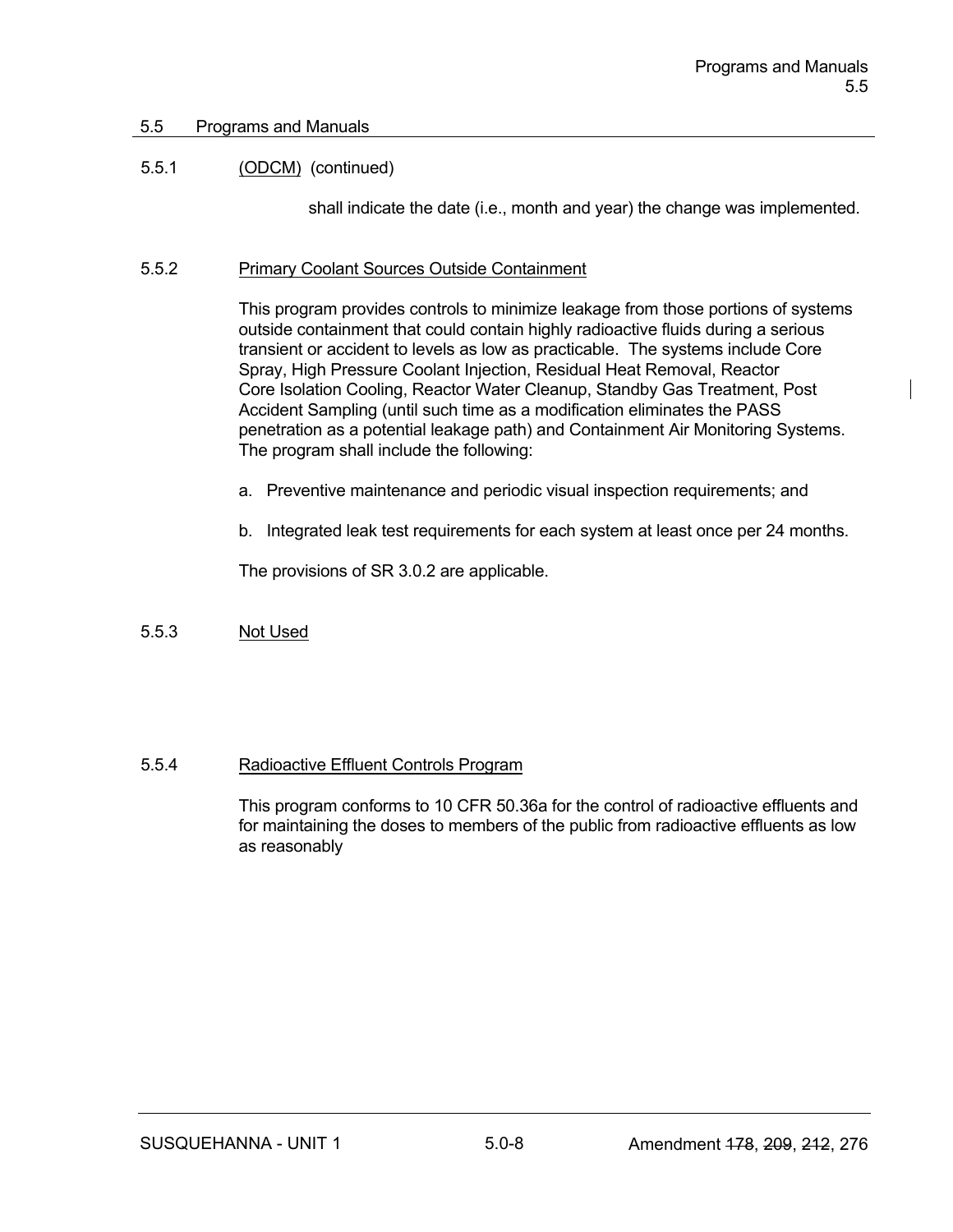## 5.5 Programs and Manuals

### 5.5.1 (ODCM) (continued)

shall indicate the date (i.e., month and year) the change was implemented.

### 5.5.2 Primary Coolant Sources Outside Containment

This program provides controls to minimize leakage from those portions of systems outside containment that could contain highly radioactive fluids during a serious transient or accident to levels as low as practicable. The systems include Core Spray, High Pressure Coolant Injection, Residual Heat Removal, Reactor Core Isolation Cooling, Reactor Water Cleanup, Standby Gas Treatment, Post Accident Sampling (until such time as a modification eliminates the PASS penetration as a potential leakage path) and Containment Air Monitoring Systems. The program shall include the following:

a. Preventive maintenance and periodic visual inspection requirements; and

b. Integrated leak test requirements for each system at least once per 24 months.

The provisions of SR 3.0.2 are applicable.

### 5.5.3 Not Used

### 5.5.4 Radioactive Effluent Controls Program

This program conforms to 10 CFR 50.36a for the control of radioactive effluents and for maintaining the doses to members of the public from radioactive effluents as low as reasonably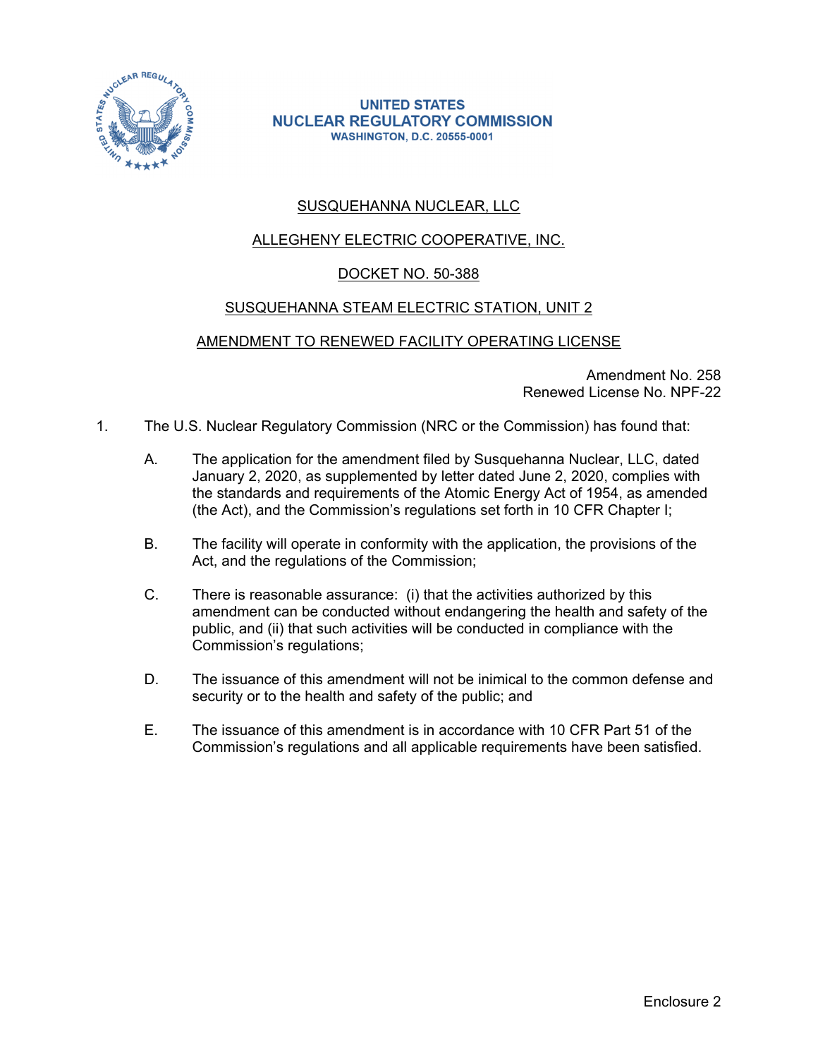UNITED STATES
NUCLEAR REGULATORY COMMISSION
WASHINGTON, D.C. 20555-0001

SUSQUEHANNA NUCLEAR, LLC

ALLEGHENY ELECTRIC COOPERATIVE, INC.

DOCKET NO. 50-388

SUSQUEHANNA STEAM ELECTRIC STATION, UNIT 2

AMENDMENT TO RENEWED FACILITY OPERATING LICENSE

Amendment No. 258
Renewed License No. NPF-22

1. The U.S. Nuclear Regulatory Commission (NRC or the Commission) has found that:

   A. The application for the amendment filed by Susquehanna Nuclear, LLC, dated January 2, 2020, as supplemented by letter dated June 2, 2020, complies with the standards and requirements of the Atomic Energy Act of 1954, as amended (the Act), and the Commission's regulations set forth in 10 CFR Chapter I;

   B. The facility will operate in conformity with the application, the provisions of the Act, and the regulations of the Commission;

   C. There is reasonable assurance: (i) that the activities authorized by this amendment can be conducted without endangering the health and safety of the public, and (ii) that such activities will be conducted in compliance with the Commission's regulations;

   D. The issuance of this amendment will not be inimical to the common defense and security or to the health and safety of the public; and

   E. The issuance of this amendment is in accordance with 10 CFR Part 51 of the Commission's regulations and all applicable requirements have been satisfied.

Enclosure 2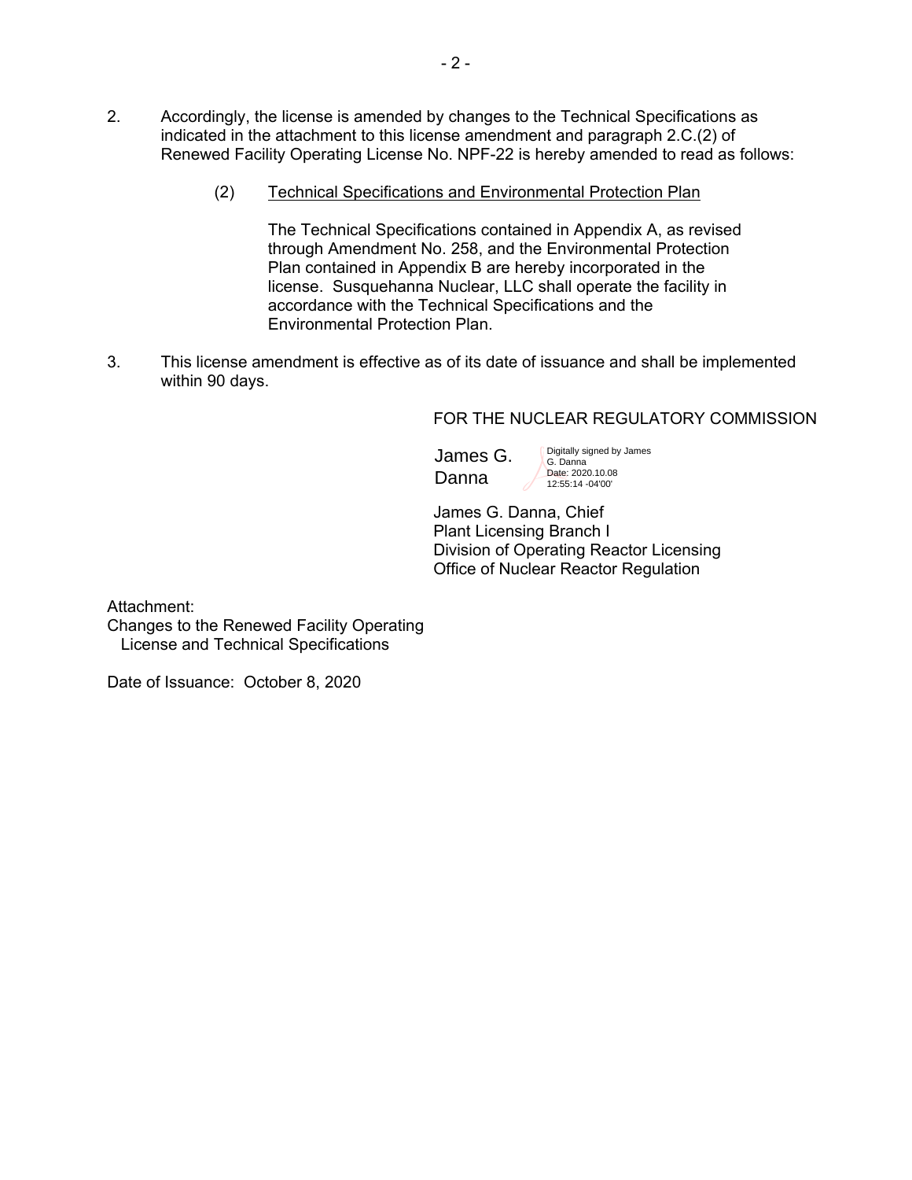2. Accordingly, the license is amended by changes to the Technical Specifications as indicated in the attachment to this license amendment and paragraph 2.C.(2) of Renewed Facility Operating License No. NPF-22 is hereby amended to read as follows:

   (2) Technical Specifications and Environmental Protection Plan

   The Technical Specifications contained in Appendix A, as revised through Amendment No. 258, and the Environmental Protection Plan contained in Appendix B are hereby incorporated in the license. Susquehanna Nuclear, LLC shall operate the facility in accordance with the Technical Specifications and the Environmental Protection Plan.

3. This license amendment is effective as of its date of issuance and shall be implemented within 90 days.

FOR THE NUCLEAR REGULATORY COMMISSION

James G. Danna

Digitally signed by James G. Danna
Date: 2020.10.08 12:55:14 -04'00'

James G. Danna, Chief
Plant Licensing Branch I
Division of Operating Reactor Licensing
Office of Nuclear Reactor Regulation

Attachment:
Changes to the Renewed Facility Operating License and Technical Specifications

Date of Issuance: October 8, 2020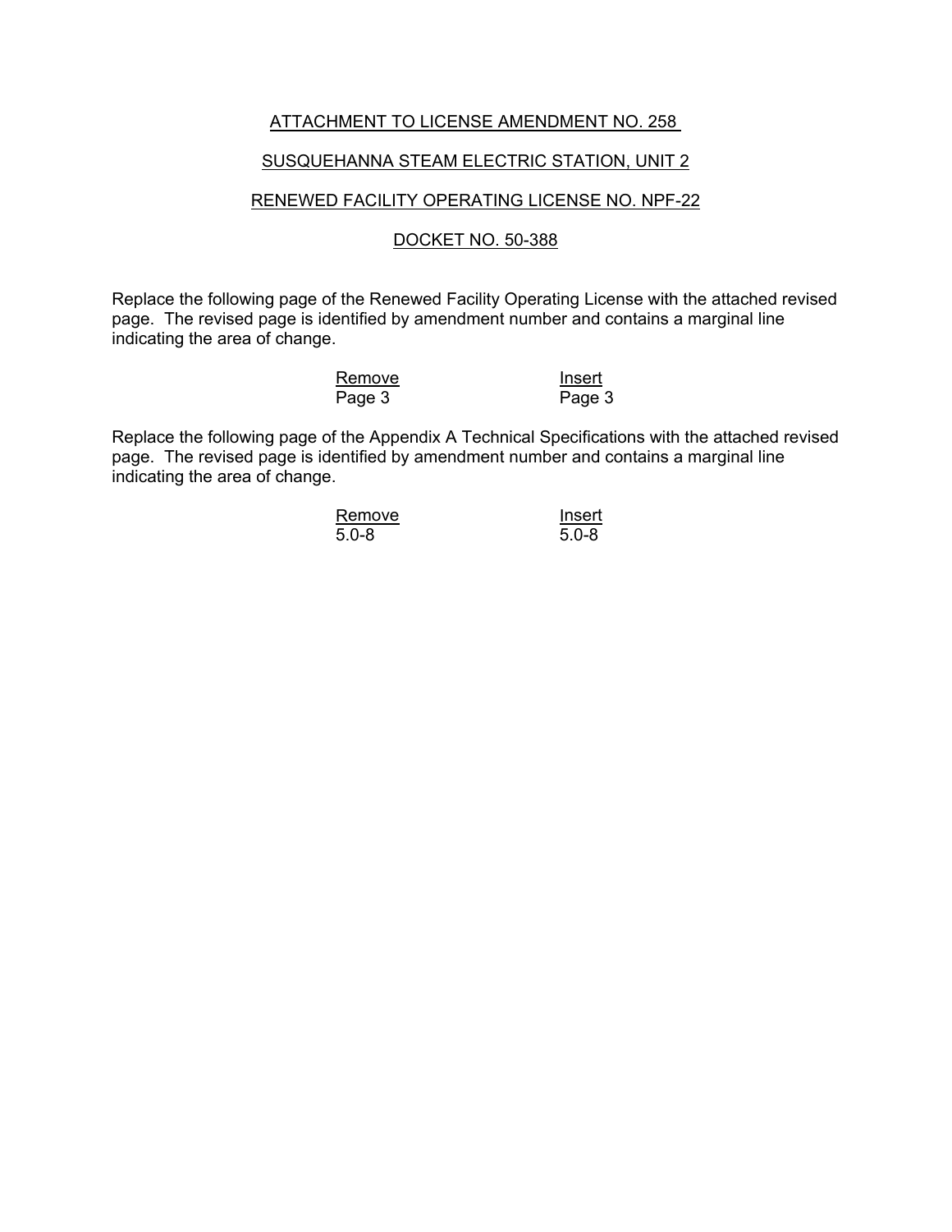ATTACHMENT TO LICENSE AMENDMENT NO. 258

SUSQUEHANNA STEAM ELECTRIC STATION, UNIT 2

RENEWED FACILITY OPERATING LICENSE NO. NPF-22

DOCKET NO. 50-388

Replace the following page of the Renewed Facility Operating License with the attached revised page. The revised page is identified by amendment number and contains a marginal line indicating the area of change.

| Remove | Insert |
|---|---|
| Page 3 | Page 3 |

Replace the following page of the Appendix A Technical Specifications with the attached revised page. The revised page is identified by amendment number and contains a marginal line indicating the area of change.

| Remove | Insert |
|---|---|
| 5.0-8 | 5.0-8 |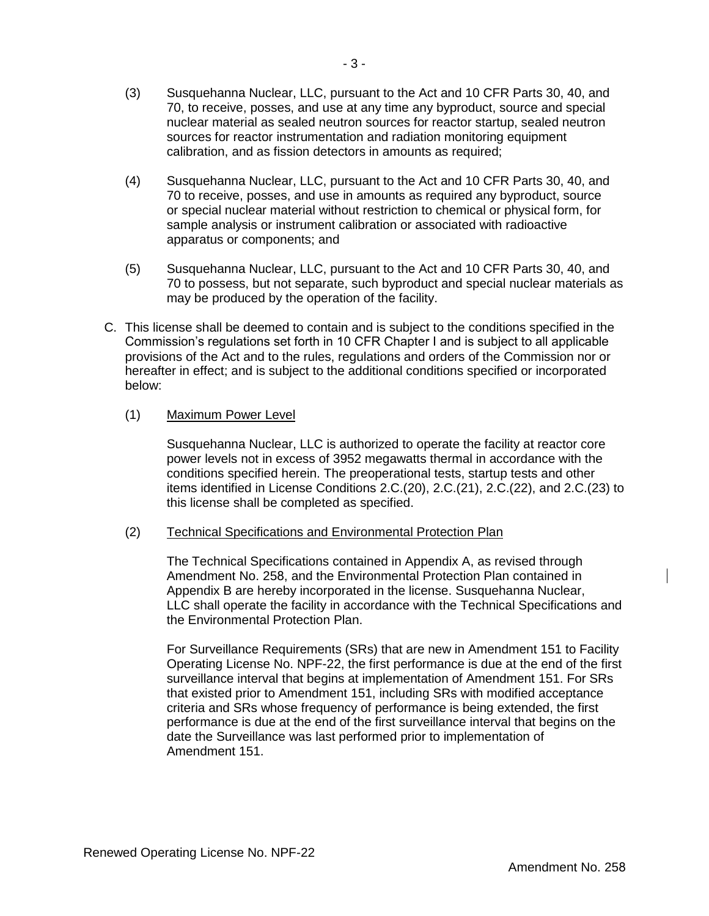(3) Susquehanna Nuclear, LLC, pursuant to the Act and 10 CFR Parts 30, 40, and 70, to receive, posses, and use at any time any byproduct, source and special nuclear material as sealed neutron sources for reactor startup, sealed neutron sources for reactor instrumentation and radiation monitoring equipment calibration, and as fission detectors in amounts as required;

(4) Susquehanna Nuclear, LLC, pursuant to the Act and 10 CFR Parts 30, 40, and 70 to receive, posses, and use in amounts as required any byproduct, source or special nuclear material without restriction to chemical or physical form, for sample analysis or instrument calibration or associated with radioactive apparatus or components; and

(5) Susquehanna Nuclear, LLC, pursuant to the Act and 10 CFR Parts 30, 40, and 70 to possess, but not separate, such byproduct and special nuclear materials as may be produced by the operation of the facility.

C. This license shall be deemed to contain and is subject to the conditions specified in the Commission's regulations set forth in 10 CFR Chapter I and is subject to all applicable provisions of the Act and to the rules, regulations and orders of the Commission nor or hereafter in effect; and is subject to the additional conditions specified or incorporated below:

(1) Maximum Power Level

Susquehanna Nuclear, LLC is authorized to operate the facility at reactor core power levels not in excess of 3952 megawatts thermal in accordance with the conditions specified herein. The preoperational tests, startup tests and other items identified in License Conditions 2.C.(20), 2.C.(21), 2.C.(22), and 2.C.(23) to this license shall be completed as specified.

(2) Technical Specifications and Environmental Protection Plan

The Technical Specifications contained in Appendix A, as revised through Amendment No. 258, and the Environmental Protection Plan contained in Appendix B are hereby incorporated in the license. Susquehanna Nuclear, LLC shall operate the facility in accordance with the Technical Specifications and the Environmental Protection Plan.

For Surveillance Requirements (SRs) that are new in Amendment 151 to Facility Operating License No. NPF-22, the first performance is due at the end of the first surveillance interval that begins at implementation of Amendment 151. For SRs that existed prior to Amendment 151, including SRs with modified acceptance criteria and SRs whose frequency of performance is being extended, the first performance is due at the end of the first surveillance interval that begins on the date the Surveillance was last performed prior to implementation of Amendment 151.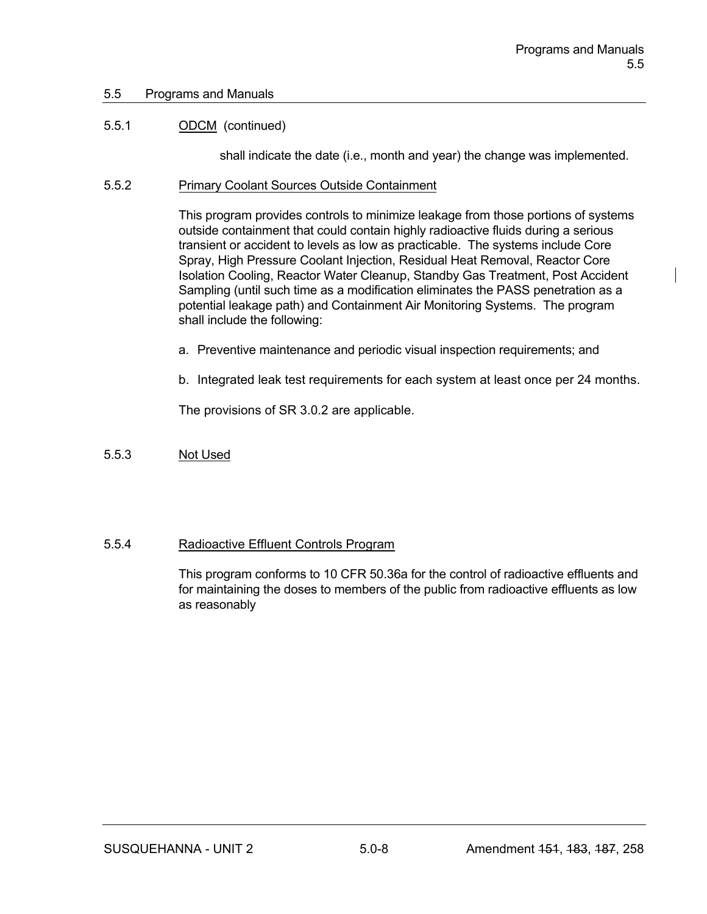## 5.5 Programs and Manuals

### 5.5.1 ODCM (continued)

shall indicate the date (i.e., month and year) the change was implemented.

### 5.5.2 Primary Coolant Sources Outside Containment

This program provides controls to minimize leakage from those portions of systems outside containment that could contain highly radioactive fluids during a serious transient or accident to levels as low as practicable. The systems include Core Spray, High Pressure Coolant Injection, Residual Heat Removal, Reactor Core Isolation Cooling, Reactor Water Cleanup, Standby Gas Treatment, Post Accident Sampling (until such time as a modification eliminates the PASS penetration as a potential leakage path) and Containment Air Monitoring Systems. The program shall include the following:

a. Preventive maintenance and periodic visual inspection requirements; and

b. Integrated leak test requirements for each system at least once per 24 months.

The provisions of SR 3.0.2 are applicable.

### 5.5.3 Not Used

### 5.5.4 Radioactive Effluent Controls Program

This program conforms to 10 CFR 50.36a for the control of radioactive effluents and for maintaining the doses to members of the public from radioactive effluents as low as reasonably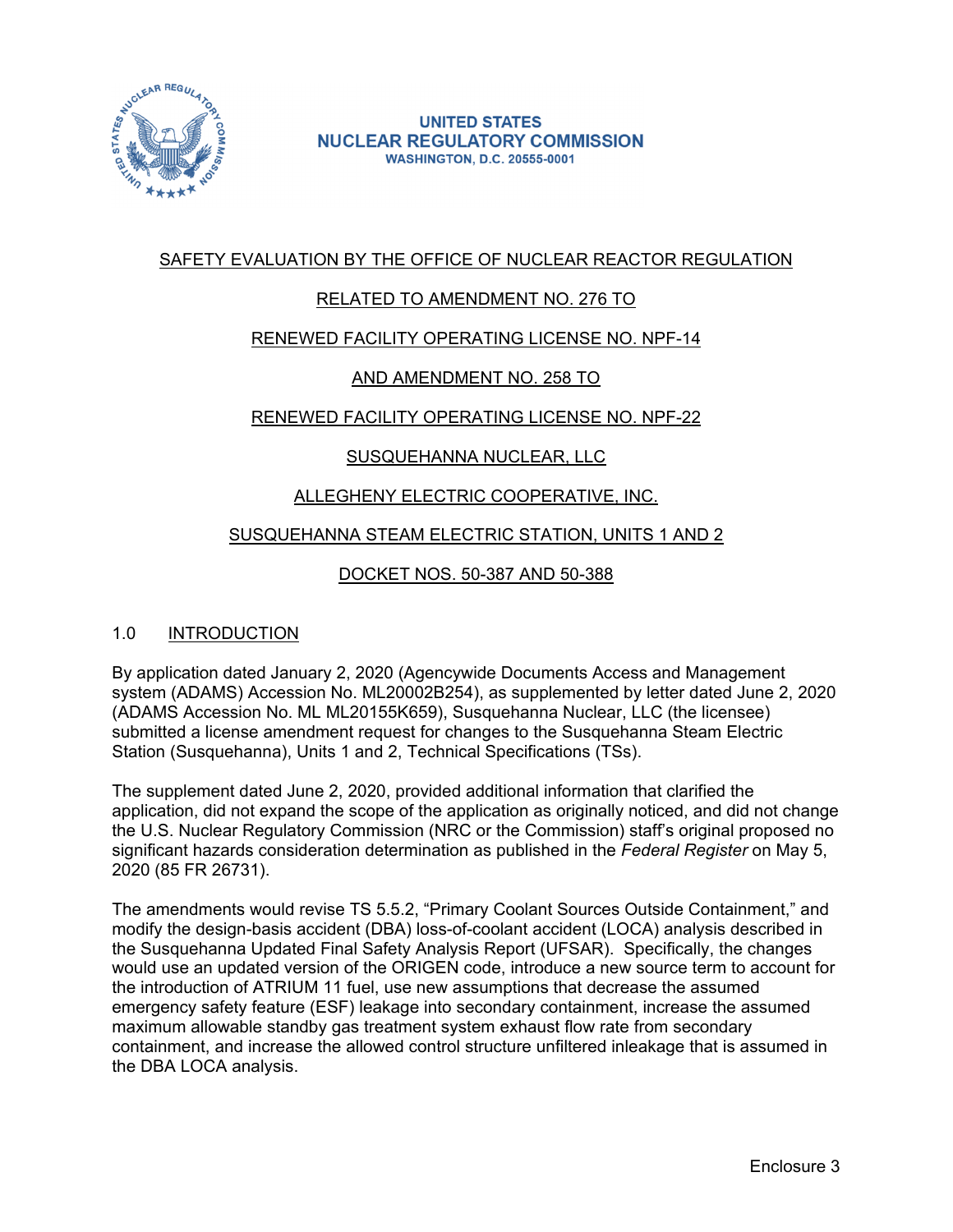UNITED STATES
NUCLEAR REGULATORY COMMISSION
WASHINGTON, D.C. 20555-0001

SAFETY EVALUATION BY THE OFFICE OF NUCLEAR REACTOR REGULATION

RELATED TO AMENDMENT NO. 276 TO

RENEWED FACILITY OPERATING LICENSE NO. NPF-14

AND AMENDMENT NO. 258 TO

RENEWED FACILITY OPERATING LICENSE NO. NPF-22

SUSQUEHANNA NUCLEAR, LLC

ALLEGHENY ELECTRIC COOPERATIVE, INC.

SUSQUEHANNA STEAM ELECTRIC STATION, UNITS 1 AND 2

DOCKET NOS. 50-387 AND 50-388

## 1.0 INTRODUCTION

By application dated January 2, 2020 (Agencywide Documents Access and Management system (ADAMS) Accession No. ML20002B254), as supplemented by letter dated June 2, 2020 (ADAMS Accession No. ML ML20155K659), Susquehanna Nuclear, LLC (the licensee) submitted a license amendment request for changes to the Susquehanna Steam Electric Station (Susquehanna), Units 1 and 2, Technical Specifications (TSs).

The supplement dated June 2, 2020, provided additional information that clarified the application, did not expand the scope of the application as originally noticed, and did not change the U.S. Nuclear Regulatory Commission (NRC or the Commission) staff's original proposed no significant hazards consideration determination as published in the *Federal Register* on May 5, 2020 (85 FR 26731).

The amendments would revise TS 5.5.2, "Primary Coolant Sources Outside Containment," and modify the design-basis accident (DBA) loss-of-coolant accident (LOCA) analysis described in the Susquehanna Updated Final Safety Analysis Report (UFSAR). Specifically, the changes would use an updated version of the ORIGEN code, introduce a new source term to account for the introduction of ATRIUM 11 fuel, use new assumptions that decrease the assumed emergency safety feature (ESF) leakage into secondary containment, increase the assumed maximum allowable standby gas treatment system exhaust flow rate from secondary containment, and increase the allowed control structure unfiltered inleakage that is assumed in the DBA LOCA analysis.

Enclosure 3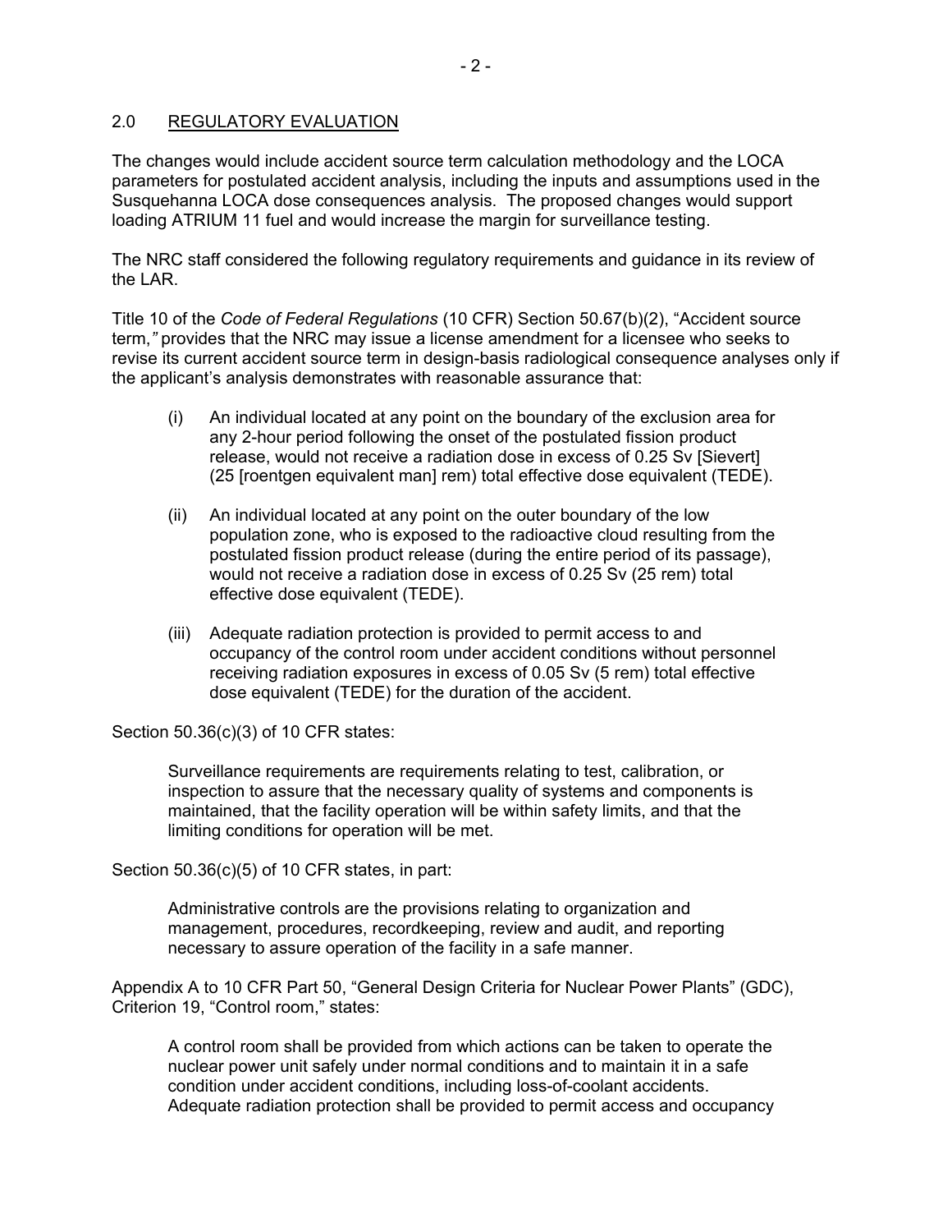## 2.0 REGULATORY EVALUATION

The changes would include accident source term calculation methodology and the LOCA parameters for postulated accident analysis, including the inputs and assumptions used in the Susquehanna LOCA dose consequences analysis. The proposed changes would support loading ATRIUM 11 fuel and would increase the margin for surveillance testing.

The NRC staff considered the following regulatory requirements and guidance in its review of the LAR.

Title 10 of the *Code of Federal Regulations* (10 CFR) Section 50.67(b)(2), "Accident source term,*"* provides that the NRC may issue a license amendment for a licensee who seeks to revise its current accident source term in design-basis radiological consequence analyses only if the applicant's analysis demonstrates with reasonable assurance that:

> (i) An individual located at any point on the boundary of the exclusion area for any 2-hour period following the onset of the postulated fission product release, would not receive a radiation dose in excess of 0.25 Sv [Sievert] (25 [roentgen equivalent man] rem) total effective dose equivalent (TEDE).
>
> (ii) An individual located at any point on the outer boundary of the low population zone, who is exposed to the radioactive cloud resulting from the postulated fission product release (during the entire period of its passage), would not receive a radiation dose in excess of 0.25 Sv (25 rem) total effective dose equivalent (TEDE).
>
> (iii) Adequate radiation protection is provided to permit access to and occupancy of the control room under accident conditions without personnel receiving radiation exposures in excess of 0.05 Sv (5 rem) total effective dose equivalent (TEDE) for the duration of the accident.

Section 50.36(c)(3) of 10 CFR states:

> Surveillance requirements are requirements relating to test, calibration, or inspection to assure that the necessary quality of systems and components is maintained, that the facility operation will be within safety limits, and that the limiting conditions for operation will be met.

Section 50.36(c)(5) of 10 CFR states, in part:

> Administrative controls are the provisions relating to organization and management, procedures, recordkeeping, review and audit, and reporting necessary to assure operation of the facility in a safe manner.

Appendix A to 10 CFR Part 50, "General Design Criteria for Nuclear Power Plants" (GDC), Criterion 19, "Control room," states:

> A control room shall be provided from which actions can be taken to operate the nuclear power unit safely under normal conditions and to maintain it in a safe condition under accident conditions, including loss-of-coolant accidents. Adequate radiation protection shall be provided to permit access and occupancy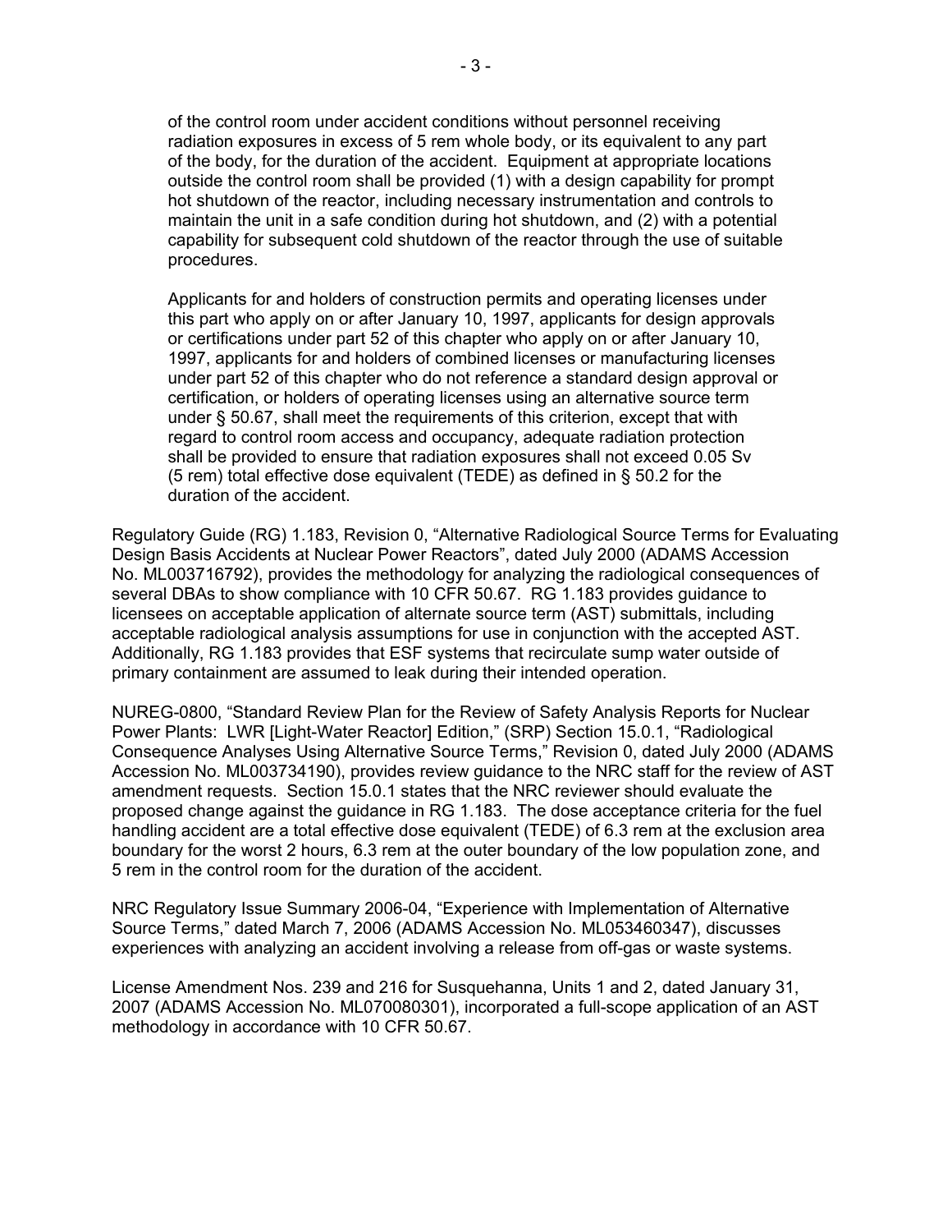of the control room under accident conditions without personnel receiving radiation exposures in excess of 5 rem whole body, or its equivalent to any part of the body, for the duration of the accident. Equipment at appropriate locations outside the control room shall be provided (1) with a design capability for prompt hot shutdown of the reactor, including necessary instrumentation and controls to maintain the unit in a safe condition during hot shutdown, and (2) with a potential capability for subsequent cold shutdown of the reactor through the use of suitable procedures.

> Applicants for and holders of construction permits and operating licenses under this part who apply on or after January 10, 1997, applicants for design approvals or certifications under part 52 of this chapter who apply on or after January 10, 1997, applicants for and holders of combined licenses or manufacturing licenses under part 52 of this chapter who do not reference a standard design approval or certification, or holders of operating licenses using an alternative source term under § 50.67, shall meet the requirements of this criterion, except that with regard to control room access and occupancy, adequate radiation protection shall be provided to ensure that radiation exposures shall not exceed 0.05 Sv (5 rem) total effective dose equivalent (TEDE) as defined in § 50.2 for the duration of the accident.

Regulatory Guide (RG) 1.183, Revision 0, "Alternative Radiological Source Terms for Evaluating Design Basis Accidents at Nuclear Power Reactors", dated July 2000 (ADAMS Accession No. ML003716792), provides the methodology for analyzing the radiological consequences of several DBAs to show compliance with 10 CFR 50.67. RG 1.183 provides guidance to licensees on acceptable application of alternate source term (AST) submittals, including acceptable radiological analysis assumptions for use in conjunction with the accepted AST. Additionally, RG 1.183 provides that ESF systems that recirculate sump water outside of primary containment are assumed to leak during their intended operation.

NUREG-0800, "Standard Review Plan for the Review of Safety Analysis Reports for Nuclear Power Plants: LWR [Light-Water Reactor] Edition," (SRP) Section 15.0.1, "Radiological Consequence Analyses Using Alternative Source Terms," Revision 0, dated July 2000 (ADAMS Accession No. ML003734190), provides review guidance to the NRC staff for the review of AST amendment requests. Section 15.0.1 states that the NRC reviewer should evaluate the proposed change against the guidance in RG 1.183. The dose acceptance criteria for the fuel handling accident are a total effective dose equivalent (TEDE) of 6.3 rem at the exclusion area boundary for the worst 2 hours, 6.3 rem at the outer boundary of the low population zone, and 5 rem in the control room for the duration of the accident.

NRC Regulatory Issue Summary 2006-04, "Experience with Implementation of Alternative Source Terms," dated March 7, 2006 (ADAMS Accession No. ML053460347), discusses experiences with analyzing an accident involving a release from off-gas or waste systems.

License Amendment Nos. 239 and 216 for Susquehanna, Units 1 and 2, dated January 31, 2007 (ADAMS Accession No. ML070080301), incorporated a full-scope application of an AST methodology in accordance with 10 CFR 50.67.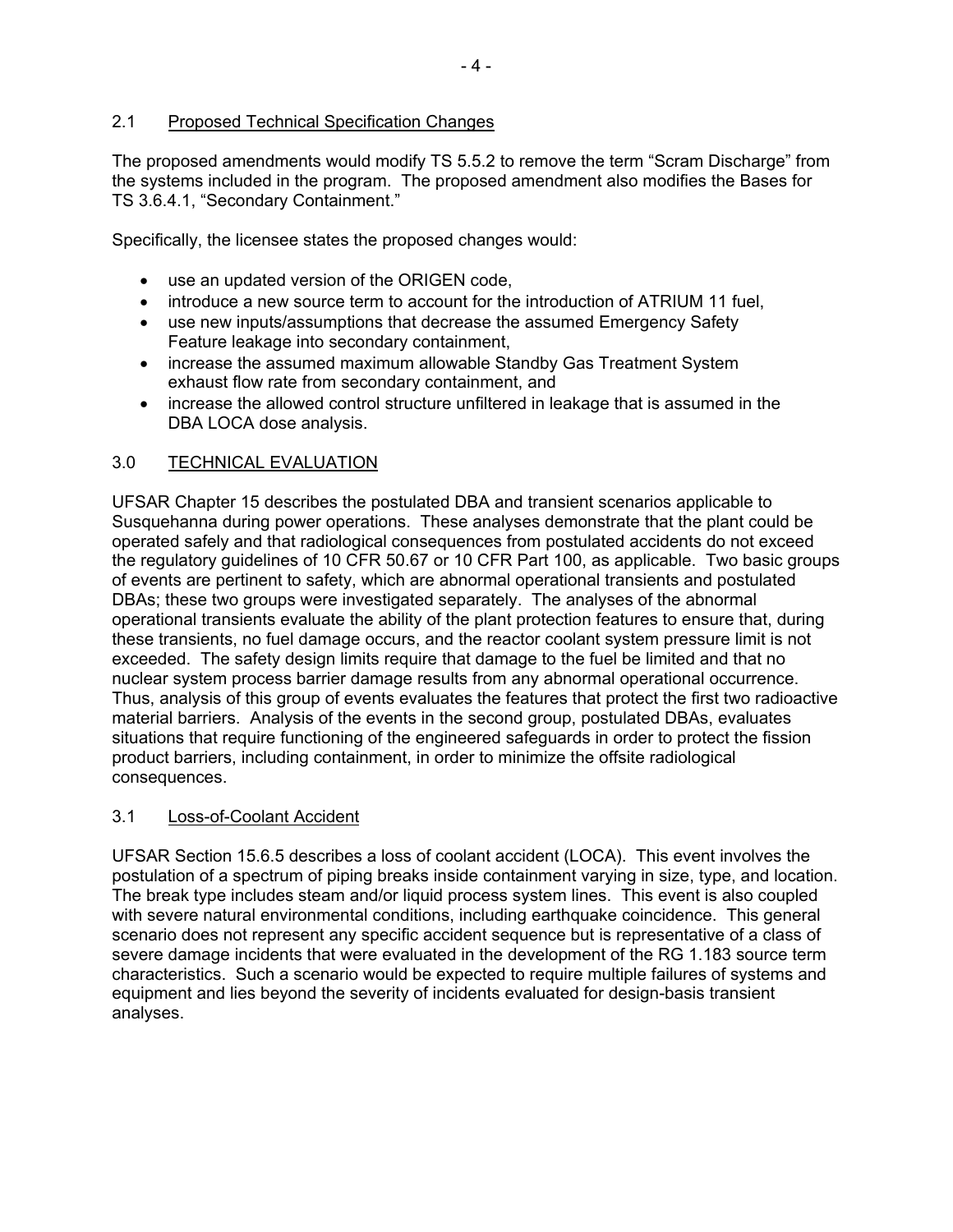## 2.1 Proposed Technical Specification Changes

The proposed amendments would modify TS 5.5.2 to remove the term "Scram Discharge" from the systems included in the program. The proposed amendment also modifies the Bases for TS 3.6.4.1, "Secondary Containment."

Specifically, the licensee states the proposed changes would:

- use an updated version of the ORIGEN code,
- introduce a new source term to account for the introduction of ATRIUM 11 fuel,
- use new inputs/assumptions that decrease the assumed Emergency Safety Feature leakage into secondary containment,
- increase the assumed maximum allowable Standby Gas Treatment System exhaust flow rate from secondary containment, and
- increase the allowed control structure unfiltered in leakage that is assumed in the DBA LOCA dose analysis.

## 3.0 TECHNICAL EVALUATION

UFSAR Chapter 15 describes the postulated DBA and transient scenarios applicable to Susquehanna during power operations. These analyses demonstrate that the plant could be operated safely and that radiological consequences from postulated accidents do not exceed the regulatory guidelines of 10 CFR 50.67 or 10 CFR Part 100, as applicable. Two basic groups of events are pertinent to safety, which are abnormal operational transients and postulated DBAs; these two groups were investigated separately. The analyses of the abnormal operational transients evaluate the ability of the plant protection features to ensure that, during these transients, no fuel damage occurs, and the reactor coolant system pressure limit is not exceeded. The safety design limits require that damage to the fuel be limited and that no nuclear system process barrier damage results from any abnormal operational occurrence. Thus, analysis of this group of events evaluates the features that protect the first two radioactive material barriers. Analysis of the events in the second group, postulated DBAs, evaluates situations that require functioning of the engineered safeguards in order to protect the fission product barriers, including containment, in order to minimize the offsite radiological consequences.

## 3.1 Loss-of-Coolant Accident

UFSAR Section 15.6.5 describes a loss of coolant accident (LOCA). This event involves the postulation of a spectrum of piping breaks inside containment varying in size, type, and location. The break type includes steam and/or liquid process system lines. This event is also coupled with severe natural environmental conditions, including earthquake coincidence. This general scenario does not represent any specific accident sequence but is representative of a class of severe damage incidents that were evaluated in the development of the RG 1.183 source term characteristics. Such a scenario would be expected to require multiple failures of systems and equipment and lies beyond the severity of incidents evaluated for design-basis transient analyses.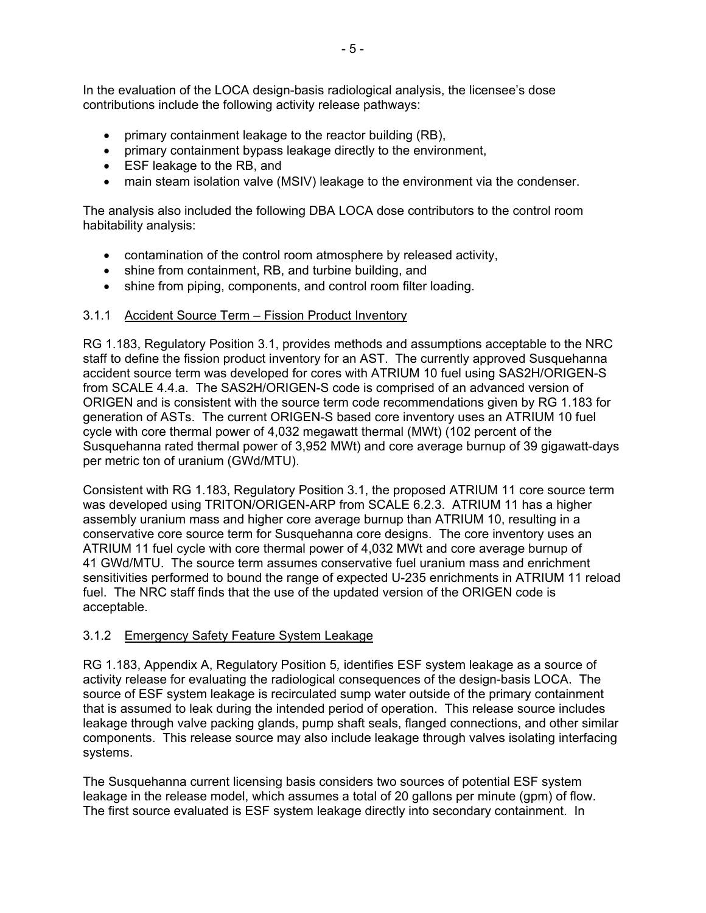In the evaluation of the LOCA design-basis radiological analysis, the licensee's dose contributions include the following activity release pathways:

- primary containment leakage to the reactor building (RB),
- primary containment bypass leakage directly to the environment,
- ESF leakage to the RB, and
- main steam isolation valve (MSIV) leakage to the environment via the condenser.

The analysis also included the following DBA LOCA dose contributors to the control room habitability analysis:

- contamination of the control room atmosphere by released activity,
- shine from containment, RB, and turbine building, and
- shine from piping, components, and control room filter loading.

### 3.1.1 Accident Source Term – Fission Product Inventory

RG 1.183, Regulatory Position 3.1, provides methods and assumptions acceptable to the NRC staff to define the fission product inventory for an AST. The currently approved Susquehanna accident source term was developed for cores with ATRIUM 10 fuel using SAS2H/ORIGEN-S from SCALE 4.4.a. The SAS2H/ORIGEN-S code is comprised of an advanced version of ORIGEN and is consistent with the source term code recommendations given by RG 1.183 for generation of ASTs. The current ORIGEN-S based core inventory uses an ATRIUM 10 fuel cycle with core thermal power of 4,032 megawatt thermal (MWt) (102 percent of the Susquehanna rated thermal power of 3,952 MWt) and core average burnup of 39 gigawatt-days per metric ton of uranium (GWd/MTU).

Consistent with RG 1.183, Regulatory Position 3.1, the proposed ATRIUM 11 core source term was developed using TRITON/ORIGEN-ARP from SCALE 6.2.3. ATRIUM 11 has a higher assembly uranium mass and higher core average burnup than ATRIUM 10, resulting in a conservative core source term for Susquehanna core designs. The core inventory uses an ATRIUM 11 fuel cycle with core thermal power of 4,032 MWt and core average burnup of 41 GWd/MTU. The source term assumes conservative fuel uranium mass and enrichment sensitivities performed to bound the range of expected U-235 enrichments in ATRIUM 11 reload fuel. The NRC staff finds that the use of the updated version of the ORIGEN code is acceptable.

### 3.1.2 Emergency Safety Feature System Leakage

RG 1.183, Appendix A, Regulatory Position 5*,* identifies ESF system leakage as a source of activity release for evaluating the radiological consequences of the design-basis LOCA. The source of ESF system leakage is recirculated sump water outside of the primary containment that is assumed to leak during the intended period of operation. This release source includes leakage through valve packing glands, pump shaft seals, flanged connections, and other similar components. This release source may also include leakage through valves isolating interfacing systems.

The Susquehanna current licensing basis considers two sources of potential ESF system leakage in the release model, which assumes a total of 20 gallons per minute (gpm) of flow. The first source evaluated is ESF system leakage directly into secondary containment. In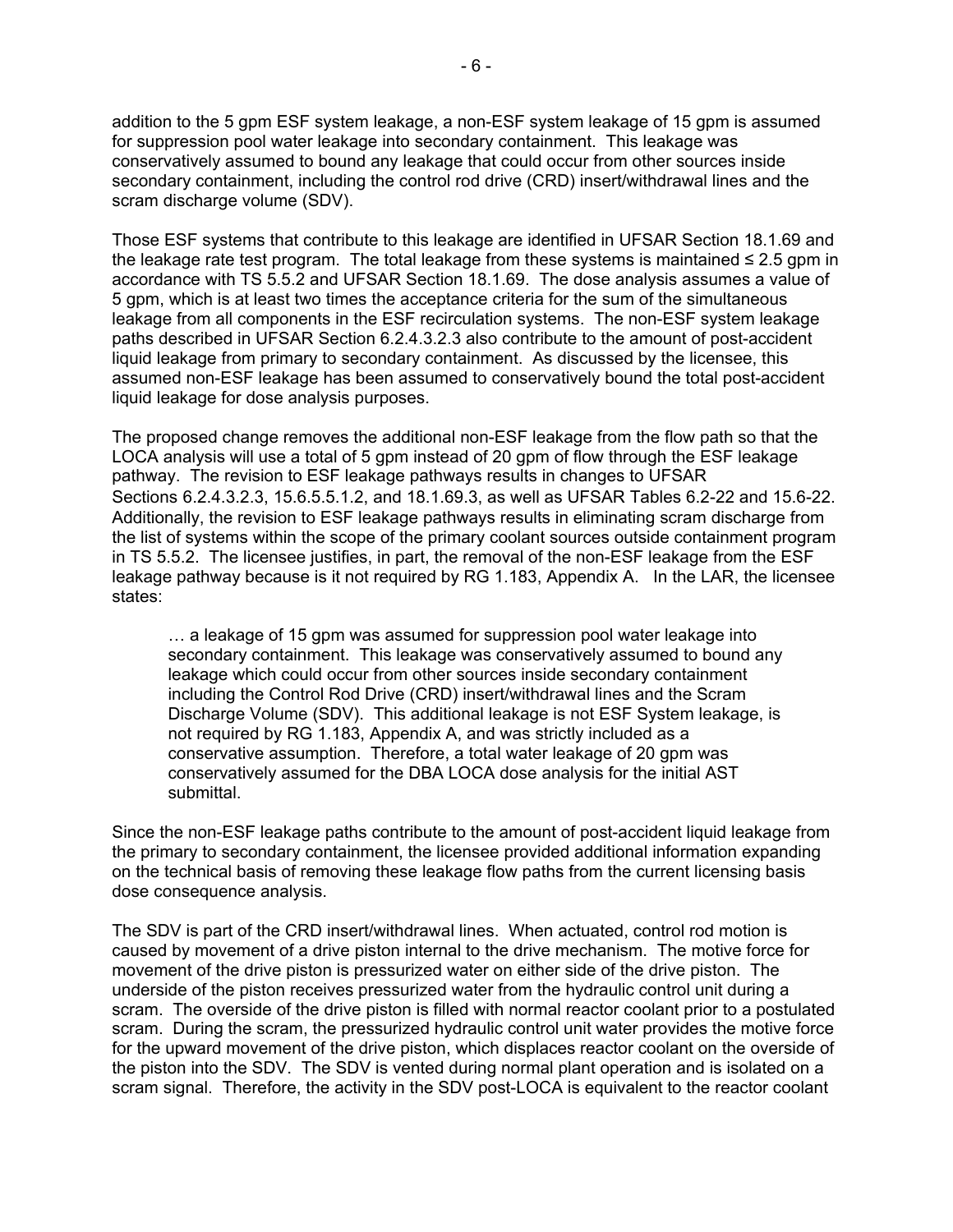addition to the 5 gpm ESF system leakage, a non-ESF system leakage of 15 gpm is assumed for suppression pool water leakage into secondary containment. This leakage was conservatively assumed to bound any leakage that could occur from other sources inside secondary containment, including the control rod drive (CRD) insert/withdrawal lines and the scram discharge volume (SDV).

Those ESF systems that contribute to this leakage are identified in UFSAR Section 18.1.69 and the leakage rate test program. The total leakage from these systems is maintained ≤ 2.5 gpm in accordance with TS 5.5.2 and UFSAR Section 18.1.69. The dose analysis assumes a value of 5 gpm, which is at least two times the acceptance criteria for the sum of the simultaneous leakage from all components in the ESF recirculation systems. The non-ESF system leakage paths described in UFSAR Section 6.2.4.3.2.3 also contribute to the amount of post-accident liquid leakage from primary to secondary containment. As discussed by the licensee, this assumed non-ESF leakage has been assumed to conservatively bound the total post-accident liquid leakage for dose analysis purposes.

The proposed change removes the additional non-ESF leakage from the flow path so that the LOCA analysis will use a total of 5 gpm instead of 20 gpm of flow through the ESF leakage pathway. The revision to ESF leakage pathways results in changes to UFSAR Sections 6.2.4.3.2.3, 15.6.5.5.1.2, and 18.1.69.3, as well as UFSAR Tables 6.2-22 and 15.6-22. Additionally, the revision to ESF leakage pathways results in eliminating scram discharge from the list of systems within the scope of the primary coolant sources outside containment program in TS 5.5.2. The licensee justifies, in part, the removal of the non-ESF leakage from the ESF leakage pathway because is it not required by RG 1.183, Appendix A. In the LAR, the licensee states:

> … a leakage of 15 gpm was assumed for suppression pool water leakage into secondary containment. This leakage was conservatively assumed to bound any leakage which could occur from other sources inside secondary containment including the Control Rod Drive (CRD) insert/withdrawal lines and the Scram Discharge Volume (SDV). This additional leakage is not ESF System leakage, is not required by RG 1.183, Appendix A, and was strictly included as a conservative assumption. Therefore, a total water leakage of 20 gpm was conservatively assumed for the DBA LOCA dose analysis for the initial AST submittal.

Since the non-ESF leakage paths contribute to the amount of post-accident liquid leakage from the primary to secondary containment, the licensee provided additional information expanding on the technical basis of removing these leakage flow paths from the current licensing basis dose consequence analysis.

The SDV is part of the CRD insert/withdrawal lines. When actuated, control rod motion is caused by movement of a drive piston internal to the drive mechanism. The motive force for movement of the drive piston is pressurized water on either side of the drive piston. The underside of the piston receives pressurized water from the hydraulic control unit during a scram. The overside of the drive piston is filled with normal reactor coolant prior to a postulated scram. During the scram, the pressurized hydraulic control unit water provides the motive force for the upward movement of the drive piston, which displaces reactor coolant on the overside of the piston into the SDV. The SDV is vented during normal plant operation and is isolated on a scram signal. Therefore, the activity in the SDV post-LOCA is equivalent to the reactor coolant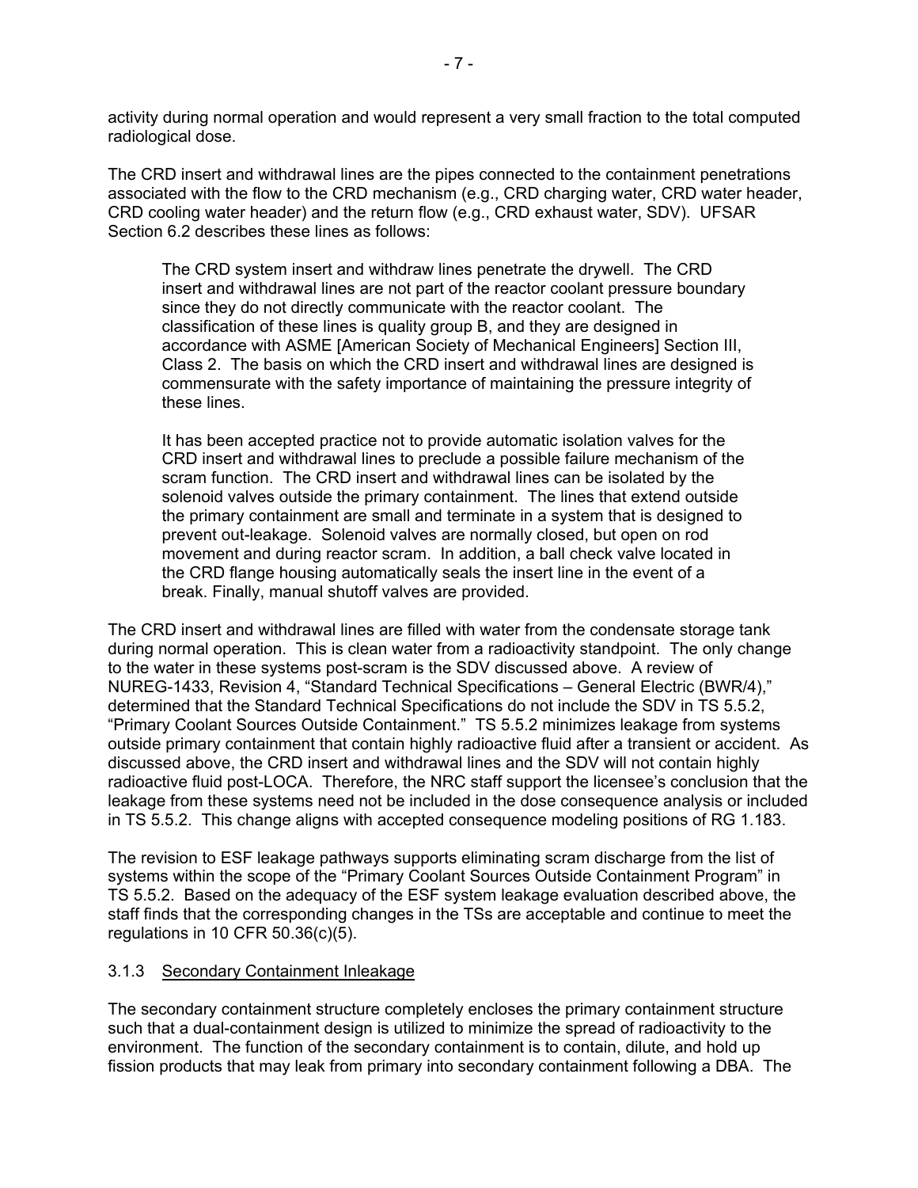activity during normal operation and would represent a very small fraction to the total computed radiological dose.

The CRD insert and withdrawal lines are the pipes connected to the containment penetrations associated with the flow to the CRD mechanism (e.g., CRD charging water, CRD water header, CRD cooling water header) and the return flow (e.g., CRD exhaust water, SDV). UFSAR Section 6.2 describes these lines as follows:

> The CRD system insert and withdraw lines penetrate the drywell. The CRD insert and withdrawal lines are not part of the reactor coolant pressure boundary since they do not directly communicate with the reactor coolant. The classification of these lines is quality group B, and they are designed in accordance with ASME [American Society of Mechanical Engineers] Section III, Class 2. The basis on which the CRD insert and withdrawal lines are designed is commensurate with the safety importance of maintaining the pressure integrity of these lines.
>
> It has been accepted practice not to provide automatic isolation valves for the CRD insert and withdrawal lines to preclude a possible failure mechanism of the scram function. The CRD insert and withdrawal lines can be isolated by the solenoid valves outside the primary containment. The lines that extend outside the primary containment are small and terminate in a system that is designed to prevent out-leakage. Solenoid valves are normally closed, but open on rod movement and during reactor scram. In addition, a ball check valve located in the CRD flange housing automatically seals the insert line in the event of a break. Finally, manual shutoff valves are provided.

The CRD insert and withdrawal lines are filled with water from the condensate storage tank during normal operation. This is clean water from a radioactivity standpoint. The only change to the water in these systems post-scram is the SDV discussed above. A review of NUREG-1433, Revision 4, "Standard Technical Specifications – General Electric (BWR/4)," determined that the Standard Technical Specifications do not include the SDV in TS 5.5.2, "Primary Coolant Sources Outside Containment." TS 5.5.2 minimizes leakage from systems outside primary containment that contain highly radioactive fluid after a transient or accident. As discussed above, the CRD insert and withdrawal lines and the SDV will not contain highly radioactive fluid post-LOCA. Therefore, the NRC staff support the licensee's conclusion that the leakage from these systems need not be included in the dose consequence analysis or included in TS 5.5.2. This change aligns with accepted consequence modeling positions of RG 1.183.

The revision to ESF leakage pathways supports eliminating scram discharge from the list of systems within the scope of the "Primary Coolant Sources Outside Containment Program" in TS 5.5.2. Based on the adequacy of the ESF system leakage evaluation described above, the staff finds that the corresponding changes in the TSs are acceptable and continue to meet the regulations in 10 CFR 50.36(c)(5).

### 3.1.3 Secondary Containment Inleakage

The secondary containment structure completely encloses the primary containment structure such that a dual-containment design is utilized to minimize the spread of radioactivity to the environment. The function of the secondary containment is to contain, dilute, and hold up fission products that may leak from primary into secondary containment following a DBA. The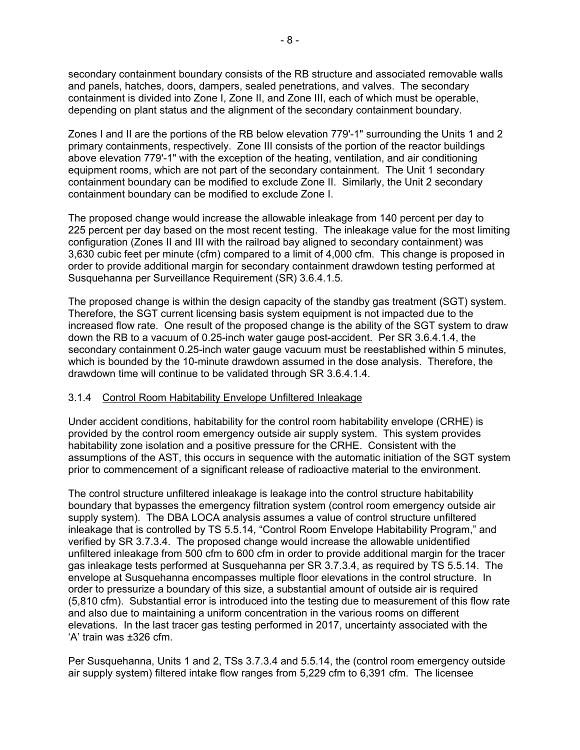secondary containment boundary consists of the RB structure and associated removable walls and panels, hatches, doors, dampers, sealed penetrations, and valves. The secondary containment is divided into Zone I, Zone II, and Zone III, each of which must be operable, depending on plant status and the alignment of the secondary containment boundary.

Zones I and II are the portions of the RB below elevation 779'-1" surrounding the Units 1 and 2 primary containments, respectively. Zone III consists of the portion of the reactor buildings above elevation 779'-1" with the exception of the heating, ventilation, and air conditioning equipment rooms, which are not part of the secondary containment. The Unit 1 secondary containment boundary can be modified to exclude Zone II. Similarly, the Unit 2 secondary containment boundary can be modified to exclude Zone I.

The proposed change would increase the allowable inleakage from 140 percent per day to 225 percent per day based on the most recent testing. The inleakage value for the most limiting configuration (Zones II and III with the railroad bay aligned to secondary containment) was 3,630 cubic feet per minute (cfm) compared to a limit of 4,000 cfm. This change is proposed in order to provide additional margin for secondary containment drawdown testing performed at Susquehanna per Surveillance Requirement (SR) 3.6.4.1.5.

The proposed change is within the design capacity of the standby gas treatment (SGT) system. Therefore, the SGT current licensing basis system equipment is not impacted due to the increased flow rate. One result of the proposed change is the ability of the SGT system to draw down the RB to a vacuum of 0.25-inch water gauge post-accident. Per SR 3.6.4.1.4, the secondary containment 0.25-inch water gauge vacuum must be reestablished within 5 minutes, which is bounded by the 10-minute drawdown assumed in the dose analysis. Therefore, the drawdown time will continue to be validated through SR 3.6.4.1.4.

### 3.1.4 Control Room Habitability Envelope Unfiltered Inleakage

Under accident conditions, habitability for the control room habitability envelope (CRHE) is provided by the control room emergency outside air supply system. This system provides habitability zone isolation and a positive pressure for the CRHE. Consistent with the assumptions of the AST, this occurs in sequence with the automatic initiation of the SGT system prior to commencement of a significant release of radioactive material to the environment.

The control structure unfiltered inleakage is leakage into the control structure habitability boundary that bypasses the emergency filtration system (control room emergency outside air supply system). The DBA LOCA analysis assumes a value of control structure unfiltered inleakage that is controlled by TS 5.5.14, "Control Room Envelope Habitability Program," and verified by SR 3.7.3.4. The proposed change would increase the allowable unidentified unfiltered inleakage from 500 cfm to 600 cfm in order to provide additional margin for the tracer gas inleakage tests performed at Susquehanna per SR 3.7.3.4, as required by TS 5.5.14. The envelope at Susquehanna encompasses multiple floor elevations in the control structure. In order to pressurize a boundary of this size, a substantial amount of outside air is required (5,810 cfm). Substantial error is introduced into the testing due to measurement of this flow rate and also due to maintaining a uniform concentration in the various rooms on different elevations. In the last tracer gas testing performed in 2017, uncertainty associated with the 'A' train was ±326 cfm.

Per Susquehanna, Units 1 and 2, TSs 3.7.3.4 and 5.5.14, the (control room emergency outside air supply system) filtered intake flow ranges from 5,229 cfm to 6,391 cfm. The licensee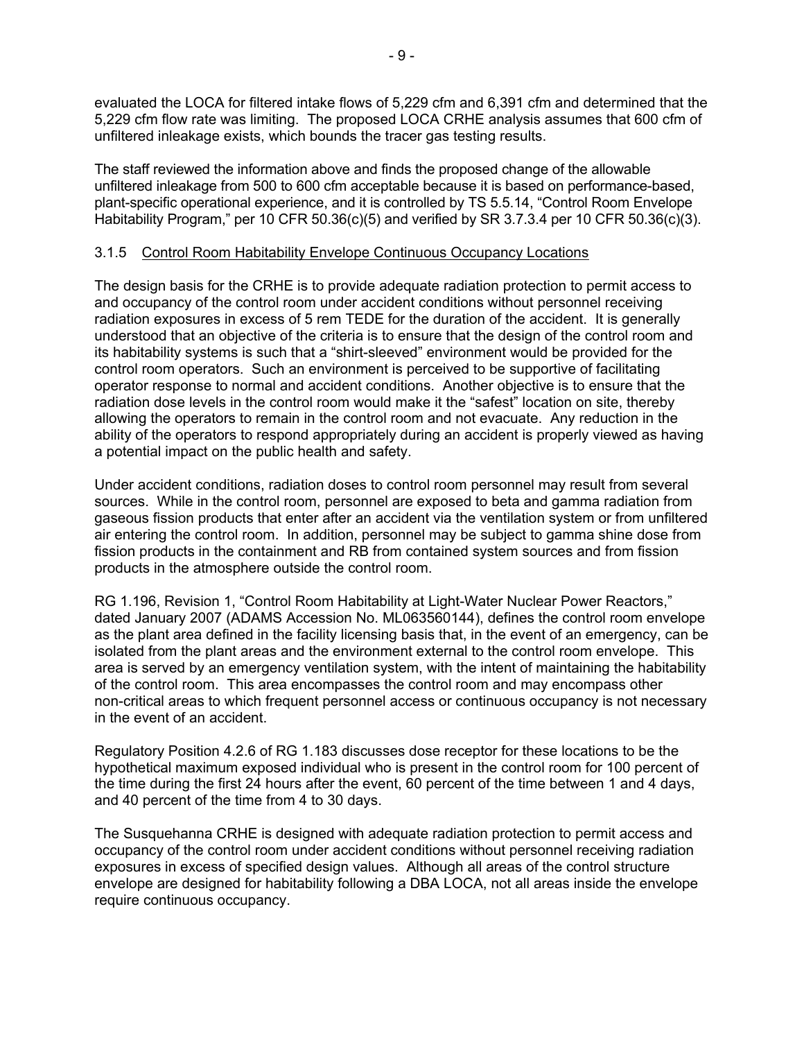evaluated the LOCA for filtered intake flows of 5,229 cfm and 6,391 cfm and determined that the 5,229 cfm flow rate was limiting. The proposed LOCA CRHE analysis assumes that 600 cfm of unfiltered inleakage exists, which bounds the tracer gas testing results.

The staff reviewed the information above and finds the proposed change of the allowable unfiltered inleakage from 500 to 600 cfm acceptable because it is based on performance-based, plant-specific operational experience, and it is controlled by TS 5.5.14, "Control Room Envelope Habitability Program," per 10 CFR 50.36(c)(5) and verified by SR 3.7.3.4 per 10 CFR 50.36(c)(3).

### 3.1.5 Control Room Habitability Envelope Continuous Occupancy Locations

The design basis for the CRHE is to provide adequate radiation protection to permit access to and occupancy of the control room under accident conditions without personnel receiving radiation exposures in excess of 5 rem TEDE for the duration of the accident. It is generally understood that an objective of the criteria is to ensure that the design of the control room and its habitability systems is such that a "shirt-sleeved" environment would be provided for the control room operators. Such an environment is perceived to be supportive of facilitating operator response to normal and accident conditions. Another objective is to ensure that the radiation dose levels in the control room would make it the "safest" location on site, thereby allowing the operators to remain in the control room and not evacuate. Any reduction in the ability of the operators to respond appropriately during an accident is properly viewed as having a potential impact on the public health and safety.

Under accident conditions, radiation doses to control room personnel may result from several sources. While in the control room, personnel are exposed to beta and gamma radiation from gaseous fission products that enter after an accident via the ventilation system or from unfiltered air entering the control room. In addition, personnel may be subject to gamma shine dose from fission products in the containment and RB from contained system sources and from fission products in the atmosphere outside the control room.

RG 1.196, Revision 1, "Control Room Habitability at Light-Water Nuclear Power Reactors," dated January 2007 (ADAMS Accession No. ML063560144), defines the control room envelope as the plant area defined in the facility licensing basis that, in the event of an emergency, can be isolated from the plant areas and the environment external to the control room envelope. This area is served by an emergency ventilation system, with the intent of maintaining the habitability of the control room. This area encompasses the control room and may encompass other non-critical areas to which frequent personnel access or continuous occupancy is not necessary in the event of an accident.

Regulatory Position 4.2.6 of RG 1.183 discusses dose receptor for these locations to be the hypothetical maximum exposed individual who is present in the control room for 100 percent of the time during the first 24 hours after the event, 60 percent of the time between 1 and 4 days, and 40 percent of the time from 4 to 30 days.

The Susquehanna CRHE is designed with adequate radiation protection to permit access and occupancy of the control room under accident conditions without personnel receiving radiation exposures in excess of specified design values. Although all areas of the control structure envelope are designed for habitability following a DBA LOCA, not all areas inside the envelope require continuous occupancy.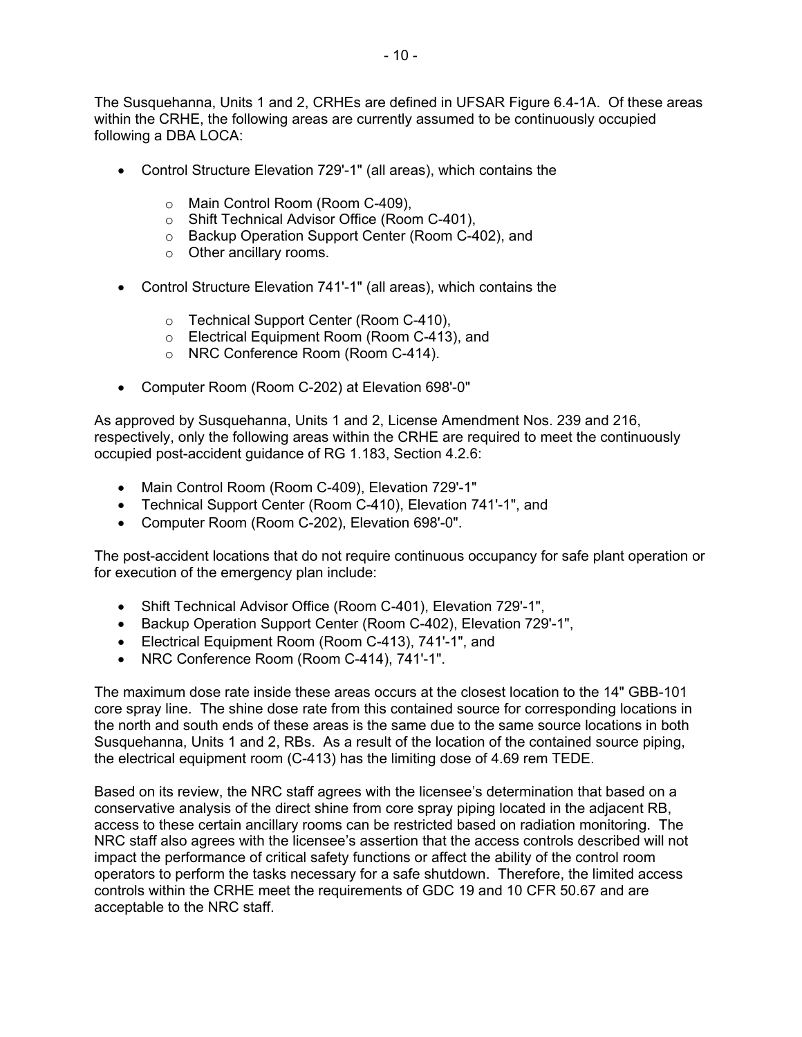The Susquehanna, Units 1 and 2, CRHEs are defined in UFSAR Figure 6.4-1A. Of these areas within the CRHE, the following areas are currently assumed to be continuously occupied following a DBA LOCA:

- Control Structure Elevation 729'-1" (all areas), which contains the
  - Main Control Room (Room C-409),
  - Shift Technical Advisor Office (Room C-401),
  - Backup Operation Support Center (Room C-402), and
  - Other ancillary rooms.
- Control Structure Elevation 741'-1" (all areas), which contains the
  - Technical Support Center (Room C-410),
  - Electrical Equipment Room (Room C-413), and
  - NRC Conference Room (Room C-414).
- Computer Room (Room C-202) at Elevation 698'-0"

As approved by Susquehanna, Units 1 and 2, License Amendment Nos. 239 and 216, respectively, only the following areas within the CRHE are required to meet the continuously occupied post-accident guidance of RG 1.183, Section 4.2.6:

- Main Control Room (Room C-409), Elevation 729'-1"
- Technical Support Center (Room C-410), Elevation 741'-1", and
- Computer Room (Room C-202), Elevation 698'-0".

The post-accident locations that do not require continuous occupancy for safe plant operation or for execution of the emergency plan include:

- Shift Technical Advisor Office (Room C-401), Elevation 729'-1",
- Backup Operation Support Center (Room C-402), Elevation 729'-1",
- Electrical Equipment Room (Room C-413), 741'-1", and
- NRC Conference Room (Room C-414), 741'-1".

The maximum dose rate inside these areas occurs at the closest location to the 14" GBB-101 core spray line. The shine dose rate from this contained source for corresponding locations in the north and south ends of these areas is the same due to the same source locations in both Susquehanna, Units 1 and 2, RBs. As a result of the location of the contained source piping, the electrical equipment room (C-413) has the limiting dose of 4.69 rem TEDE.

Based on its review, the NRC staff agrees with the licensee's determination that based on a conservative analysis of the direct shine from core spray piping located in the adjacent RB, access to these certain ancillary rooms can be restricted based on radiation monitoring. The NRC staff also agrees with the licensee's assertion that the access controls described will not impact the performance of critical safety functions or affect the ability of the control room operators to perform the tasks necessary for a safe shutdown. Therefore, the limited access controls within the CRHE meet the requirements of GDC 19 and 10 CFR 50.67 and are acceptable to the NRC staff.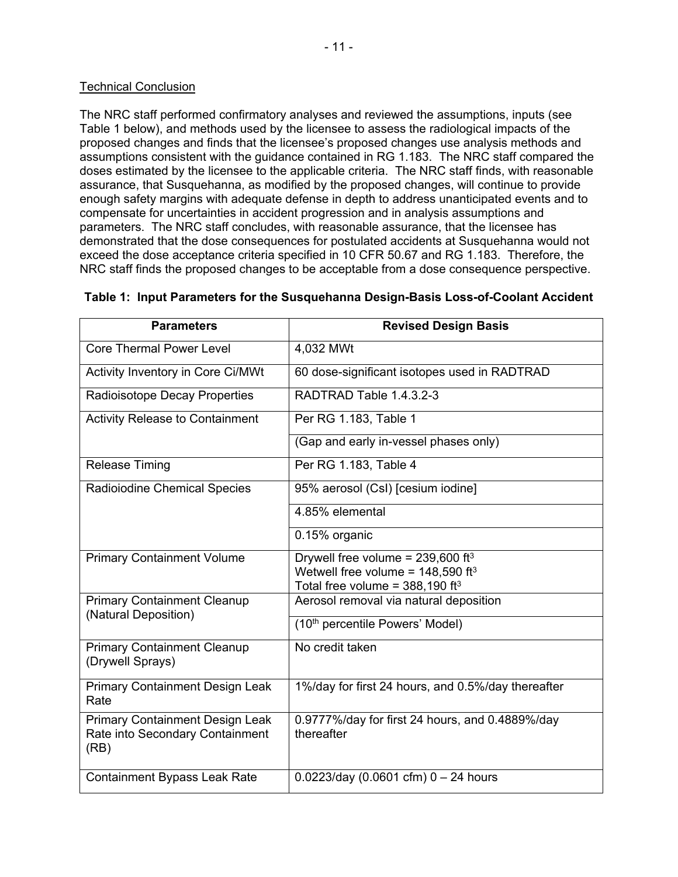Technical Conclusion

The NRC staff performed confirmatory analyses and reviewed the assumptions, inputs (see Table 1 below), and methods used by the licensee to assess the radiological impacts of the proposed changes and finds that the licensee's proposed changes use analysis methods and assumptions consistent with the guidance contained in RG 1.183. The NRC staff compared the doses estimated by the licensee to the applicable criteria. The NRC staff finds, with reasonable assurance, that Susquehanna, as modified by the proposed changes, will continue to provide enough safety margins with adequate defense in depth to address unanticipated events and to compensate for uncertainties in accident progression and in analysis assumptions and parameters. The NRC staff concludes, with reasonable assurance, that the licensee has demonstrated that the dose consequences for postulated accidents at Susquehanna would not exceed the dose acceptance criteria specified in 10 CFR 50.67 and RG 1.183. Therefore, the NRC staff finds the proposed changes to be acceptable from a dose consequence perspective.

**Table 1: Input Parameters for the Susquehanna Design-Basis Loss-of-Coolant Accident**

| Parameters | Revised Design Basis |
|---|---|
| Core Thermal Power Level | 4,032 MWt |
| Activity Inventory in Core Ci/MWt | 60 dose-significant isotopes used in RADTRAD |
| Radioisotope Decay Properties | RADTRAD Table 1.4.3.2-3 |
| Activity Release to Containment | Per RG 1.183, Table 1 |
| | (Gap and early in-vessel phases only) |
| Release Timing | Per RG 1.183, Table 4 |
| Radioiodine Chemical Species | 95% aerosol (CsI) [cesium iodine] |
| | 4.85% elemental |
| | 0.15% organic |
| Primary Containment Volume | Drywell free volume = 239,600 $ft^3$<br>Wetwell free volume = 148,590 $ft^3$<br>Total free volume = 388,190 $ft^3$ |
| Primary Containment Cleanup (Natural Deposition) | Aerosol removal via natural deposition |
| | (10th percentile Powers' Model) |
| Primary Containment Cleanup (Drywell Sprays) | No credit taken |
| Primary Containment Design Leak Rate | 1%/day for first 24 hours, and 0.5%/day thereafter |
| Primary Containment Design Leak Rate into Secondary Containment (RB) | 0.9777%/day for first 24 hours, and 0.4889%/day thereafter |
| Containment Bypass Leak Rate | 0.0223/day (0.0601 cfm) 0 – 24 hours |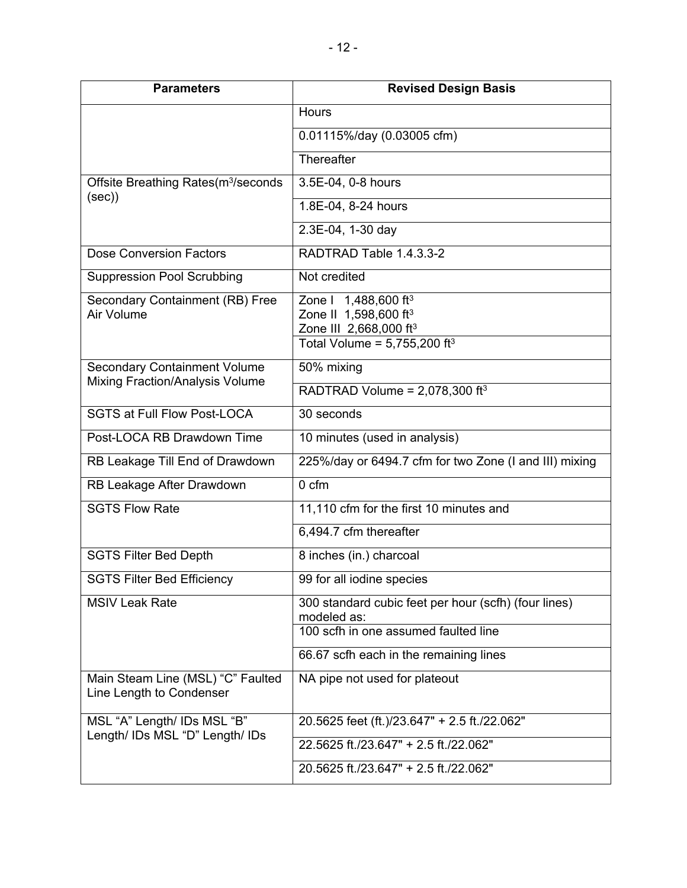| Parameters | Revised Design Basis |
| --- | --- |
| | Hours |
| | 0.01115%/day (0.03005 cfm) |
| | Thereafter |
| Offsite Breathing Rates($m^3$/seconds (sec)) | 3.5E-04, 0-8 hours |
| | 1.8E-04, 8-24 hours |
| | 2.3E-04, 1-30 day |
| Dose Conversion Factors | RADTRAD Table 1.4.3.3-2 |
| Suppression Pool Scrubbing | Not credited |
| Secondary Containment (RB) Free Air Volume | Zone I 1,488,600 $ft^3$<br>Zone II 1,598,600 $ft^3$<br>Zone III 2,668,000 $ft^3$ |
| | Total Volume = 5,755,200 $ft^3$ |
| Secondary Containment Volume Mixing Fraction/Analysis Volume | 50% mixing |
| | RADTRAD Volume = 2,078,300 $ft^3$ |
| SGTS at Full Flow Post-LOCA | 30 seconds |
| Post-LOCA RB Drawdown Time | 10 minutes (used in analysis) |
| RB Leakage Till End of Drawdown | 225%/day or 6494.7 cfm for two Zone (I and III) mixing |
| RB Leakage After Drawdown | 0 cfm |
| SGTS Flow Rate | 11,110 cfm for the first 10 minutes and |
| | 6,494.7 cfm thereafter |
| SGTS Filter Bed Depth | 8 inches (in.) charcoal |
| SGTS Filter Bed Efficiency | 99 for all iodine species |
| MSIV Leak Rate | 300 standard cubic feet per hour (scfh) (four lines) modeled as: |
| | 100 scfh in one assumed faulted line |
| | 66.67 scfh each in the remaining lines |
| Main Steam Line (MSL) "C" Faulted Line Length to Condenser | NA pipe not used for plateout |
| MSL "A" Length/ IDs MSL "B" Length/ IDs MSL "D" Length/ IDs | 20.5625 feet (ft.)/23.647" + 2.5 ft./22.062" |
| | 22.5625 ft./23.647" + 2.5 ft./22.062" |
| | 20.5625 ft./23.647" + 2.5 ft./22.062" |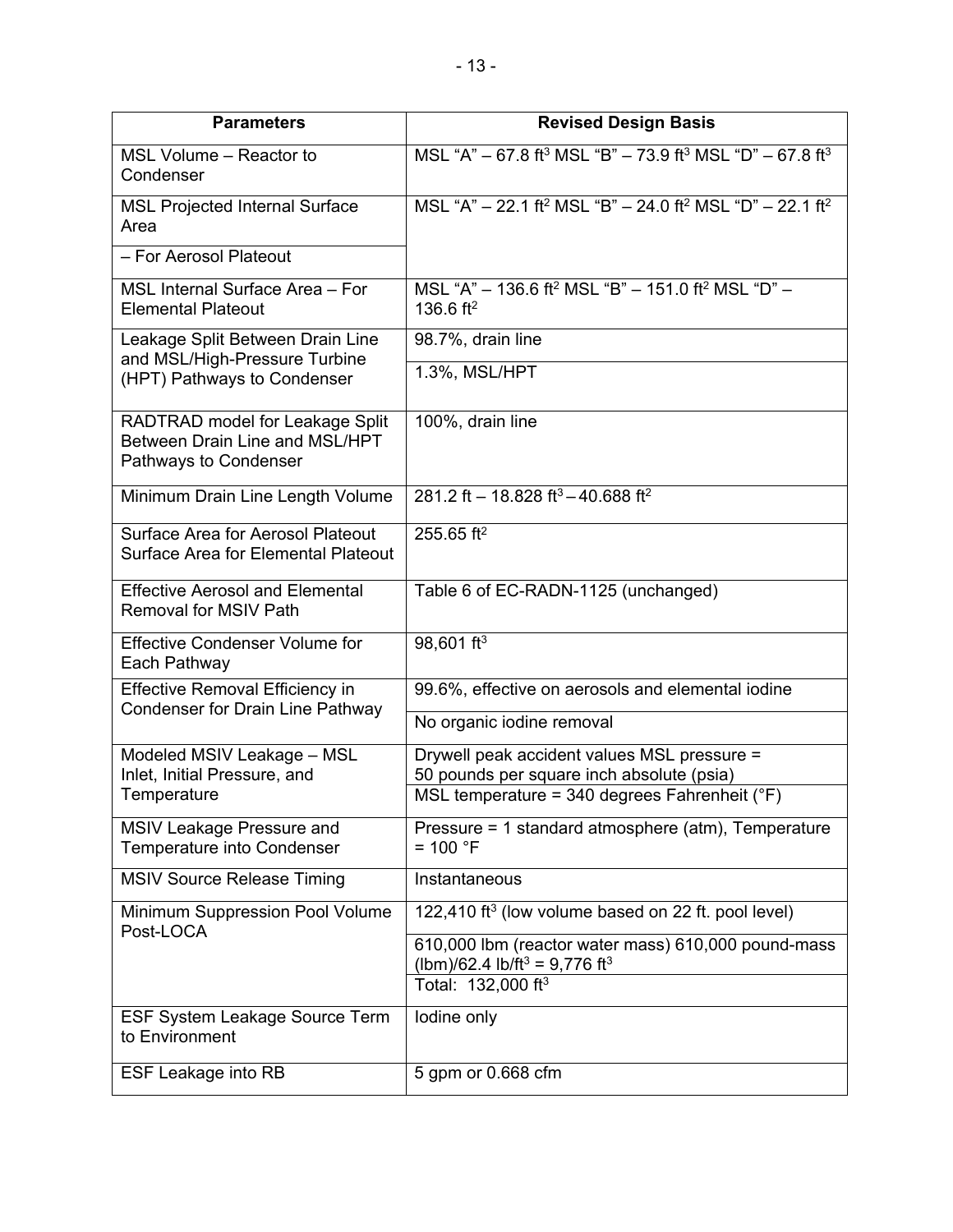| Parameters | Revised Design Basis |
| --- | --- |
| MSL Volume – Reactor to Condenser | MSL “A” – 67.8 ft$^3$ MSL “B” – 73.9 ft$^3$ MSL “D” – 67.8 ft$^3$ |
| MSL Projected Internal Surface Area | MSL “A” – 22.1 ft$^2$ MSL “B” – 24.0 ft$^2$ MSL “D” – 22.1 ft$^2$ |
| – For Aerosol Plateout | |
| MSL Internal Surface Area – For Elemental Plateout | MSL “A” – 136.6 ft$^2$ MSL “B” – 151.0 ft$^2$ MSL “D” – 136.6 ft$^2$ |
| Leakage Split Between Drain Line and MSL/High-Pressure Turbine (HPT) Pathways to Condenser | 98.7%, drain line |
| | 1.3%, MSL/HPT |
| RADTRAD model for Leakage Split Between Drain Line and MSL/HPT Pathways to Condenser | 100%, drain line |
| Minimum Drain Line Length Volume | 281.2 ft – 18.828 ft$^3$ – 40.688 ft$^2$ |
| Surface Area for Aerosol Plateout Surface Area for Elemental Plateout | 255.65 ft$^2$ |
| Effective Aerosol and Elemental Removal for MSIV Path | Table 6 of EC-RADN-1125 (unchanged) |
| Effective Condenser Volume for Each Pathway | 98,601 ft$^3$ |
| Effective Removal Efficiency in Condenser for Drain Line Pathway | 99.6%, effective on aerosols and elemental iodine |
| | No organic iodine removal |
| Modeled MSIV Leakage – MSL Inlet, Initial Pressure, and Temperature | Drywell peak accident values MSL pressure = 50 pounds per square inch absolute (psia) |
| | MSL temperature = 340 degrees Fahrenheit (°F) |
| MSIV Leakage Pressure and Temperature into Condenser | Pressure = 1 standard atmosphere (atm), Temperature = 100 °F |
| MSIV Source Release Timing | Instantaneous |
| Minimum Suppression Pool Volume Post-LOCA | 122,410 ft$^3$ (low volume based on 22 ft. pool level) |
| | 610,000 lbm (reactor water mass) 610,000 pound-mass (lbm)/62.4 lb/ft$^3$ = 9,776 ft$^3$ |
| | Total: 132,000 ft$^3$ |
| ESF System Leakage Source Term to Environment | Iodine only |
| ESF Leakage into RB | 5 gpm or 0.668 cfm |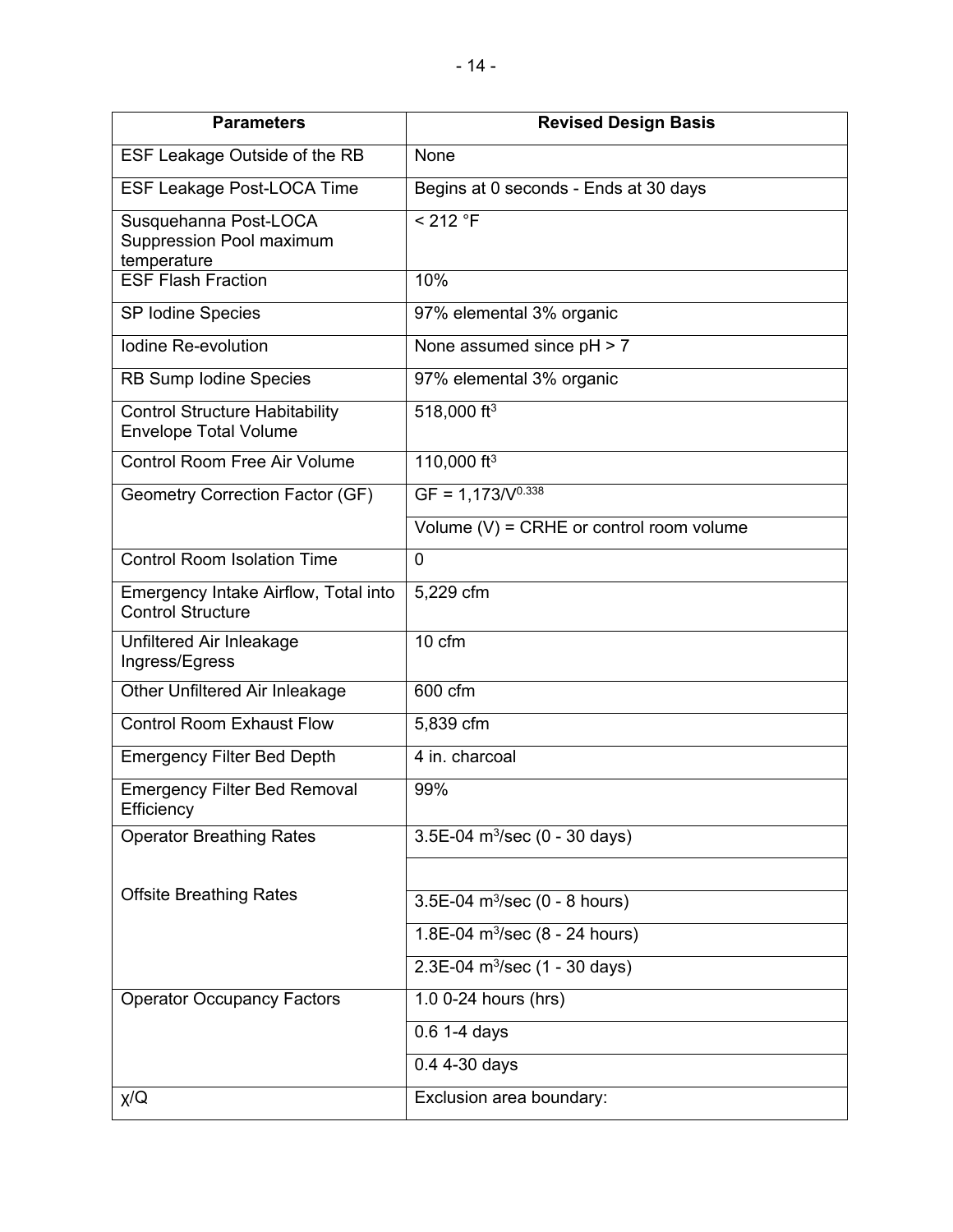| Parameters | Revised Design Basis |
|---|---|
| ESF Leakage Outside of the RB | None |
| ESF Leakage Post-LOCA Time | Begins at 0 seconds - Ends at 30 days |
| Susquehanna Post-LOCA Suppression Pool maximum temperature | < 212 °F |
| ESF Flash Fraction | 10% |
| SP Iodine Species | 97% elemental 3% organic |
| Iodine Re-evolution | None assumed since pH > 7 |
| RB Sump Iodine Species | 97% elemental 3% organic |
| Control Structure Habitability Envelope Total Volume | 518,000 $ft^3$ |
| Control Room Free Air Volume | 110,000 $ft^3$ |
| Geometry Correction Factor (GF) | $GF = 1{,}173/V^{0.338}$ |
| | Volume (V) = CRHE or control room volume |
| Control Room Isolation Time | 0 |
| Emergency Intake Airflow, Total into Control Structure | 5,229 cfm |
| Unfiltered Air Inleakage Ingress/Egress | 10 cfm |
| Other Unfiltered Air Inleakage | 600 cfm |
| Control Room Exhaust Flow | 5,839 cfm |
| Emergency Filter Bed Depth | 4 in. charcoal |
| Emergency Filter Bed Removal Efficiency | 99% |
| Operator Breathing Rates | 3.5E-04 $m^3$/sec (0 - 30 days) |
| | |
| Offsite Breathing Rates | 3.5E-04 $m^3$/sec (0 - 8 hours) |
| | 1.8E-04 $m^3$/sec (8 - 24 hours) |
| | 2.3E-04 $m^3$/sec (1 - 30 days) |
| Operator Occupancy Factors | 1.0 0-24 hours (hrs) |
| | 0.6 1-4 days |
| | 0.4 4-30 days |
| χ/Q | Exclusion area boundary: |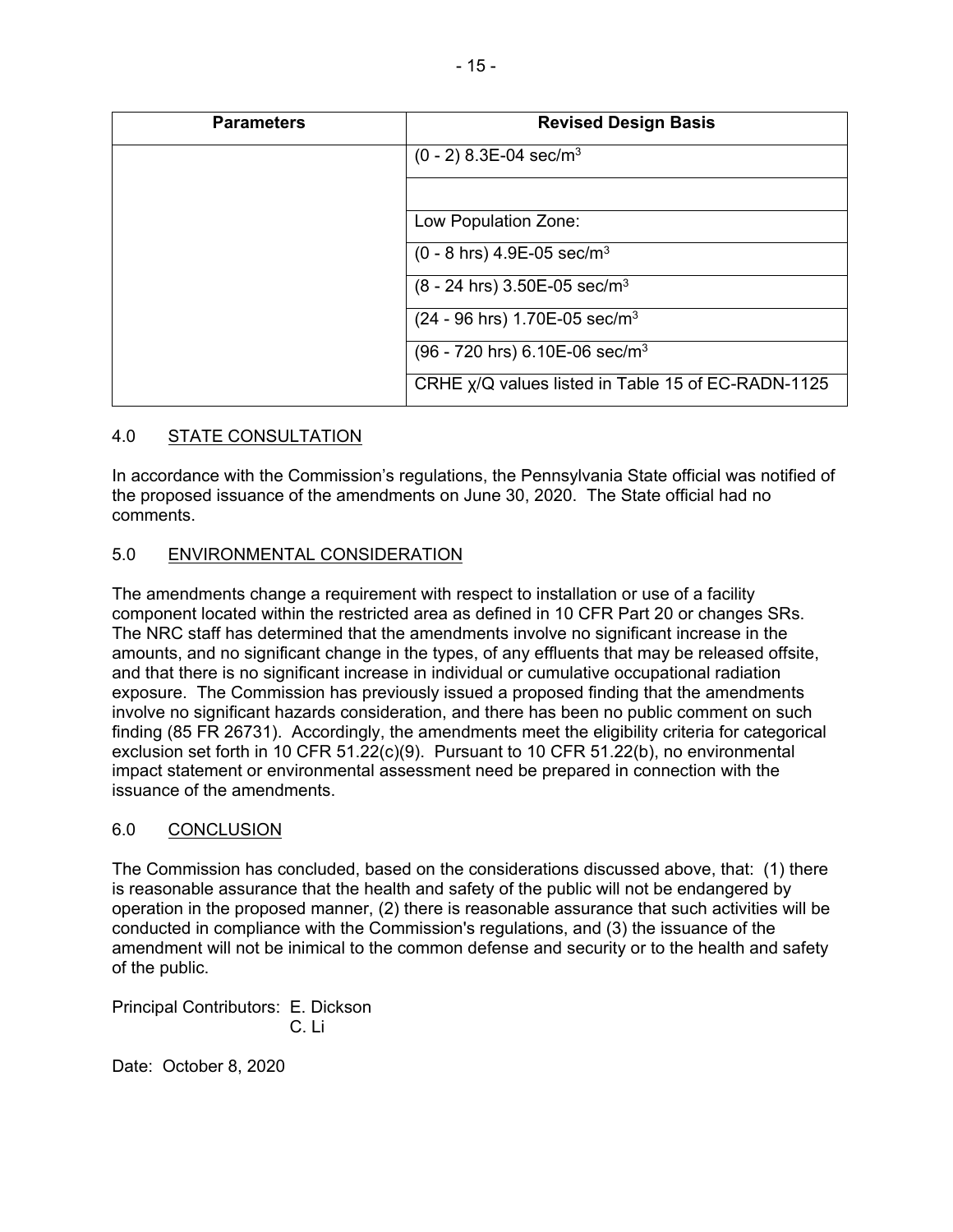| Parameters | Revised Design Basis |
| --- | --- |
| | (0 - 2) 8.3E-04 sec/m$^3$ |
| | |
| | Low Population Zone: |
| | (0 - 8 hrs) 4.9E-05 sec/m$^3$ |
| | (8 - 24 hrs) 3.50E-05 sec/m$^3$ |
| | (24 - 96 hrs) 1.70E-05 sec/m$^3$ |
| | (96 - 720 hrs) 6.10E-06 sec/m$^3$ |
| | CRHE $\chi$/Q values listed in Table 15 of EC-RADN-1125 |

## 4.0 STATE CONSULTATION

In accordance with the Commission's regulations, the Pennsylvania State official was notified of the proposed issuance of the amendments on June 30, 2020. The State official had no comments.

## 5.0 ENVIRONMENTAL CONSIDERATION

The amendments change a requirement with respect to installation or use of a facility component located within the restricted area as defined in 10 CFR Part 20 or changes SRs. The NRC staff has determined that the amendments involve no significant increase in the amounts, and no significant change in the types, of any effluents that may be released offsite, and that there is no significant increase in individual or cumulative occupational radiation exposure. The Commission has previously issued a proposed finding that the amendments involve no significant hazards consideration, and there has been no public comment on such finding (85 FR 26731). Accordingly, the amendments meet the eligibility criteria for categorical exclusion set forth in 10 CFR 51.22(c)(9). Pursuant to 10 CFR 51.22(b), no environmental impact statement or environmental assessment need be prepared in connection with the issuance of the amendments.

## 6.0 CONCLUSION

The Commission has concluded, based on the considerations discussed above, that: (1) there is reasonable assurance that the health and safety of the public will not be endangered by operation in the proposed manner, (2) there is reasonable assurance that such activities will be conducted in compliance with the Commission's regulations, and (3) the issuance of the amendment will not be inimical to the common defense and security or to the health and safety of the public.

Principal Contributors: E. Dickson
C. Li

Date: October 8, 2020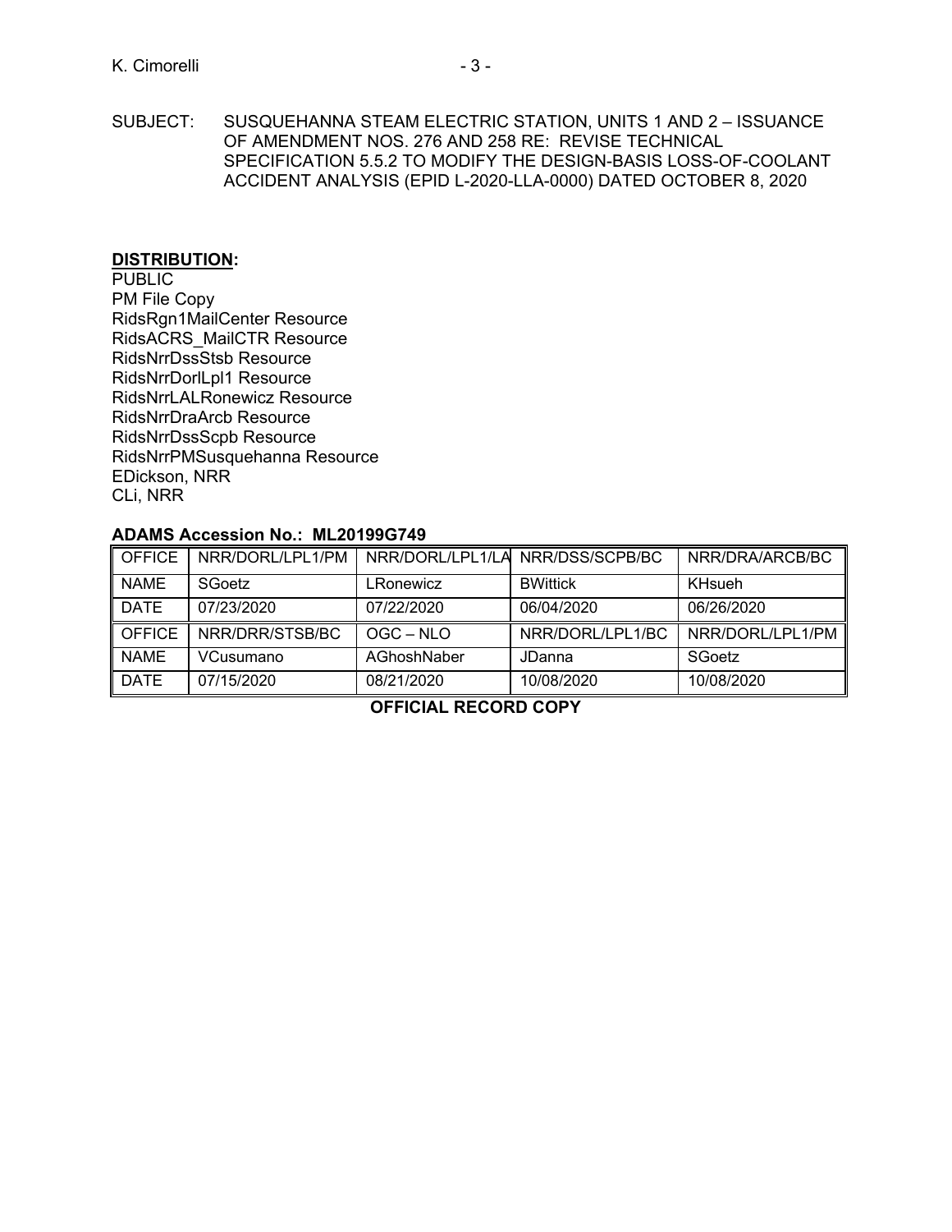SUBJECT: SUSQUEHANNA STEAM ELECTRIC STATION, UNITS 1 AND 2 – ISSUANCE OF AMENDMENT NOS. 276 AND 258 RE: REVISE TECHNICAL SPECIFICATION 5.5.2 TO MODIFY THE DESIGN-BASIS LOSS-OF-COOLANT ACCIDENT ANALYSIS (EPID L-2020-LLA-0000) DATED OCTOBER 8, 2020

**DISTRIBUTION:**

PUBLIC
PM File Copy
RidsRgn1MailCenter Resource
RidsACRS_MailCTR Resource
RidsNrrDssStsb Resource
RidsNrrDorlLpl1 Resource
RidsNrrLALRonewicz Resource
RidsNrrDraArcb Resource
RidsNrrDssScpb Resource
RidsNrrPMSusquehanna Resource
EDickson, NRR
CLi, NRR

**ADAMS Accession No.: ML20199G749**

| OFFICE | NRR/DORL/LPL1/PM | NRR/DORL/LPL1/LA | NRR/DSS/SCPB/BC | NRR/DRA/ARCB/BC |
|---|---|---|---|---|
| NAME | SGoetz | LRonewicz | BWittick | KHsueh |
| DATE | 07/23/2020 | 07/22/2020 | 06/04/2020 | 06/26/2020 |
| OFFICE | NRR/DRR/STSB/BC | OGC – NLO | NRR/DORL/LPL1/BC | NRR/DORL/LPL1/PM |
| NAME | VCusumano | AGhoshNaber | JDanna | SGoetz |
| DATE | 07/15/2020 | 08/21/2020 | 10/08/2020 | 10/08/2020 |

**OFFICIAL RECORD COPY**